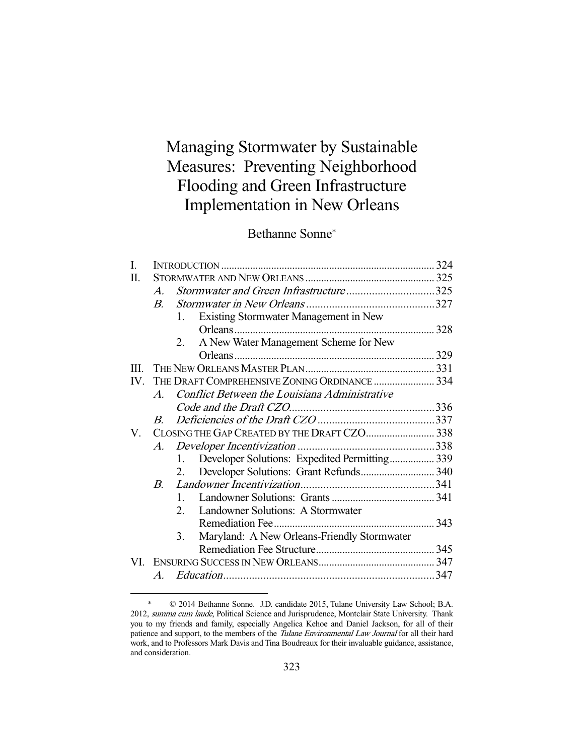# Managing Stormwater by Sustainable Measures: Preventing Neighborhood Flooding and Green Infrastructure Implementation in New Orleans

Bethanne Sonne*

| | | | | |
|---|---|---|---|---|
| I. | INTRODUCTION | | | 324 |
| II. | STORMWATER AND NEW ORLEANS | | | 325 |
| | *A.* | *Stormwater and Green Infrastructure* | | 325 |
| | *B.* | *Stormwater in New Orleans* | | 327 |
| | | 1. | Existing Stormwater Management in New Orleans | 328 |
| | | 2. | A New Water Management Scheme for New Orleans | 329 |
| III. | THE NEW ORLEANS MASTER PLAN | | | 331 |
| IV. | THE DRAFT COMPREHENSIVE ZONING ORDINANCE | | | 334 |
| | *A.* | *Conflict Between the Louisiana Administrative Code and the Draft CZO* | | 336 |
| | *B.* | *Deficiencies of the Draft CZO* | | 337 |
| V. | CLOSING THE GAP CREATED BY THE DRAFT CZO | | | 338 |
| | *A.* | *Developer Incentivization* | | 338 |
| | | 1. | Developer Solutions: Expedited Permitting | 339 |
| | | 2. | Developer Solutions: Grant Refunds | 340 |
| | *B.* | *Landowner Incentivization* | | 341 |
| | | 1. | Landowner Solutions: Grants | 341 |
| | | 2. | Landowner Solutions: A Stormwater Remediation Fee | 343 |
| | | 3. | Maryland: A New Orleans-Friendly Stormwater Remediation Fee Structure | 345 |
| VI. | ENSURING SUCCESS IN NEW ORLEANS | | | 347 |
| | *A.* | *Education* | | 347 |

\* © 2014 Bethanne Sonne. J.D. candidate 2015, Tulane University Law School; B.A. 2012, *summa cum laude*, Political Science and Jurisprudence, Montclair State University. Thank you to my friends and family, especially Angelica Kehoe and Daniel Jackson, for all of their patience and support, to the members of the *Tulane Environmental Law Journal* for all their hard work, and to Professors Mark Davis and Tina Boudreaux for their invaluable guidance, assistance, and consideration.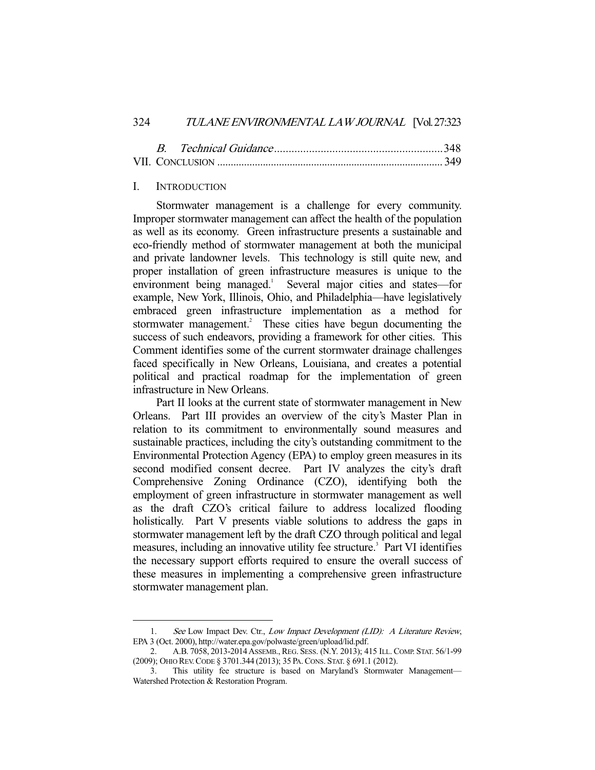B. *Technical Guidance* .......................................................... 348
VII. CONCLUSION ................................................................................... 349

## I. INTRODUCTION

Stormwater management is a challenge for every community. Improper stormwater management can affect the health of the population as well as its economy. Green infrastructure presents a sustainable and eco-friendly method of stormwater management at both the municipal and private landowner levels. This technology is still quite new, and proper installation of green infrastructure measures is unique to the environment being managed.[1] Several major cities and states—for example, New York, Illinois, Ohio, and Philadelphia—have legislatively embraced green infrastructure implementation as a method for stormwater management.[2] These cities have begun documenting the success of such endeavors, providing a framework for other cities. This Comment identifies some of the current stormwater drainage challenges faced specifically in New Orleans, Louisiana, and creates a potential political and practical roadmap for the implementation of green infrastructure in New Orleans.

Part II looks at the current state of stormwater management in New Orleans. Part III provides an overview of the city's Master Plan in relation to its commitment to environmentally sound measures and sustainable practices, including the city's outstanding commitment to the Environmental Protection Agency (EPA) to employ green measures in its second modified consent decree. Part IV analyzes the city's draft Comprehensive Zoning Ordinance (CZO), identifying both the employment of green infrastructure in stormwater management as well as the draft CZO's critical failure to address localized flooding holistically. Part V presents viable solutions to address the gaps in stormwater management left by the draft CZO through political and legal measures, including an innovative utility fee structure.[3] Part VI identifies the necessary support efforts required to ensure the overall success of these measures in implementing a comprehensive green infrastructure stormwater management plan.

---

1. *See* Low Impact Dev. Ctr., *Low Impact Development (LID): A Literature Review*, EPA 3 (Oct. 2000), http://water.epa.gov/polwaste/green/upload/lid.pdf.
2. A.B. 7058, 2013-2014 ASSEMB., REG. SESS. (N.Y. 2013); 415 ILL. COMP. STAT. 56/1-99 (2009); OHIO REV. CODE § 3701.344 (2013); 35 PA. CONS. STAT. § 691.1 (2012).
3. This utility fee structure is based on Maryland's Stormwater Management—Watershed Protection & Restoration Program.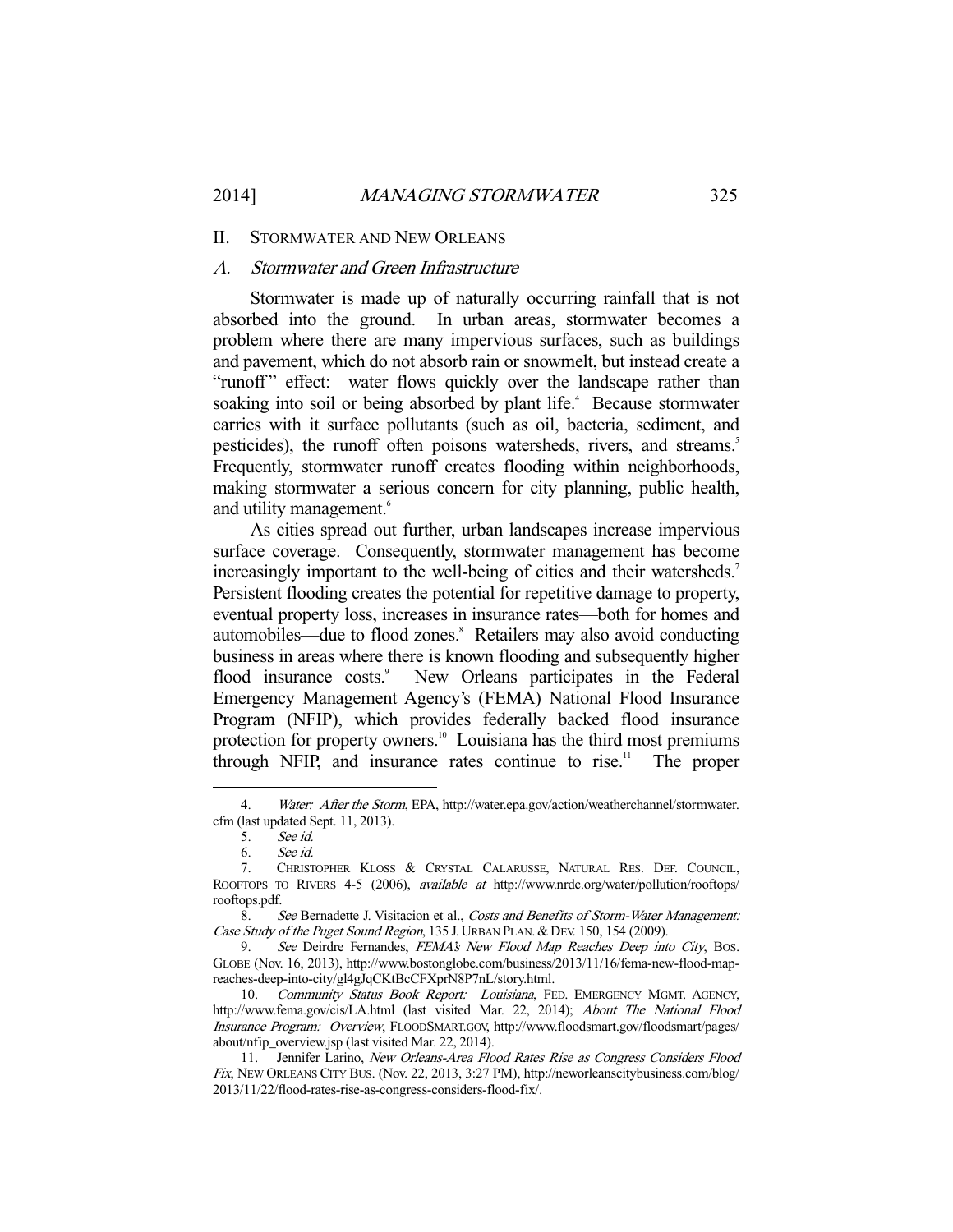## II. STORMWATER AND NEW ORLEANS

### *A. Stormwater and Green Infrastructure*

Stormwater is made up of naturally occurring rainfall that is not absorbed into the ground. In urban areas, stormwater becomes a problem where there are many impervious surfaces, such as buildings and pavement, which do not absorb rain or snowmelt, but instead create a "runoff" effect: water flows quickly over the landscape rather than soaking into soil or being absorbed by plant life.[4] Because stormwater carries with it surface pollutants (such as oil, bacteria, sediment, and pesticides), the runoff often poisons watersheds, rivers, and streams.[5] Frequently, stormwater runoff creates flooding within neighborhoods, making stormwater a serious concern for city planning, public health, and utility management.[6]

As cities spread out further, urban landscapes increase impervious surface coverage. Consequently, stormwater management has become increasingly important to the well-being of cities and their watersheds.[7] Persistent flooding creates the potential for repetitive damage to property, eventual property loss, increases in insurance rates—both for homes and automobiles—due to flood zones.[8] Retailers may also avoid conducting business in areas where there is known flooding and subsequently higher flood insurance costs.[9] New Orleans participates in the Federal Emergency Management Agency's (FEMA) National Flood Insurance Program (NFIP), which provides federally backed flood insurance protection for property owners.[10] Louisiana has the third most premiums through NFIP, and insurance rates continue to rise.[11] The proper

---

4. *Water: After the Storm*, EPA, http://water.epa.gov/action/weatherchannel/stormwater.cfm (last updated Sept. 11, 2013).

5. *See id.*

6. *See id.*

7. CHRISTOPHER KLOSS & CRYSTAL CALARUSSE, NATURAL RES. DEF. COUNCIL, ROOFTOPS TO RIVERS 4-5 (2006), *available at* http://www.nrdc.org/water/pollution/rooftops/rooftops.pdf.

8. *See* Bernadette J. Visitacion et al., *Costs and Benefits of Storm-Water Management: Case Study of the Puget Sound Region*, 135 J. URBAN PLAN. & DEV. 150, 154 (2009).

9. *See* Deirdre Fernandes, *FEMA's New Flood Map Reaches Deep into City*, BOS. GLOBE (Nov. 16, 2013), http://www.bostonglobe.com/business/2013/11/16/fema-new-flood-map-reaches-deep-into-city/gl4gJqCKtBcCFXprN8P7nL/story.html.

10. *Community Status Book Report: Louisiana*, FED. EMERGENCY MGMT. AGENCY, http://www.fema.gov/cis/LA.html (last visited Mar. 22, 2014); *About The National Flood Insurance Program: Overview*, FLOODSMART.GOV, http://www.floodsmart.gov/floodsmart/pages/about/nfip_overview.jsp (last visited Mar. 22, 2014).

11. Jennifer Larino, *New Orleans-Area Flood Rates Rise as Congress Considers Flood Fix*, NEW ORLEANS CITY BUS. (Nov. 22, 2013, 3:27 PM), http://neworleanscitybusiness.com/blog/2013/11/22/flood-rates-rise-as-congress-considers-flood-fix/.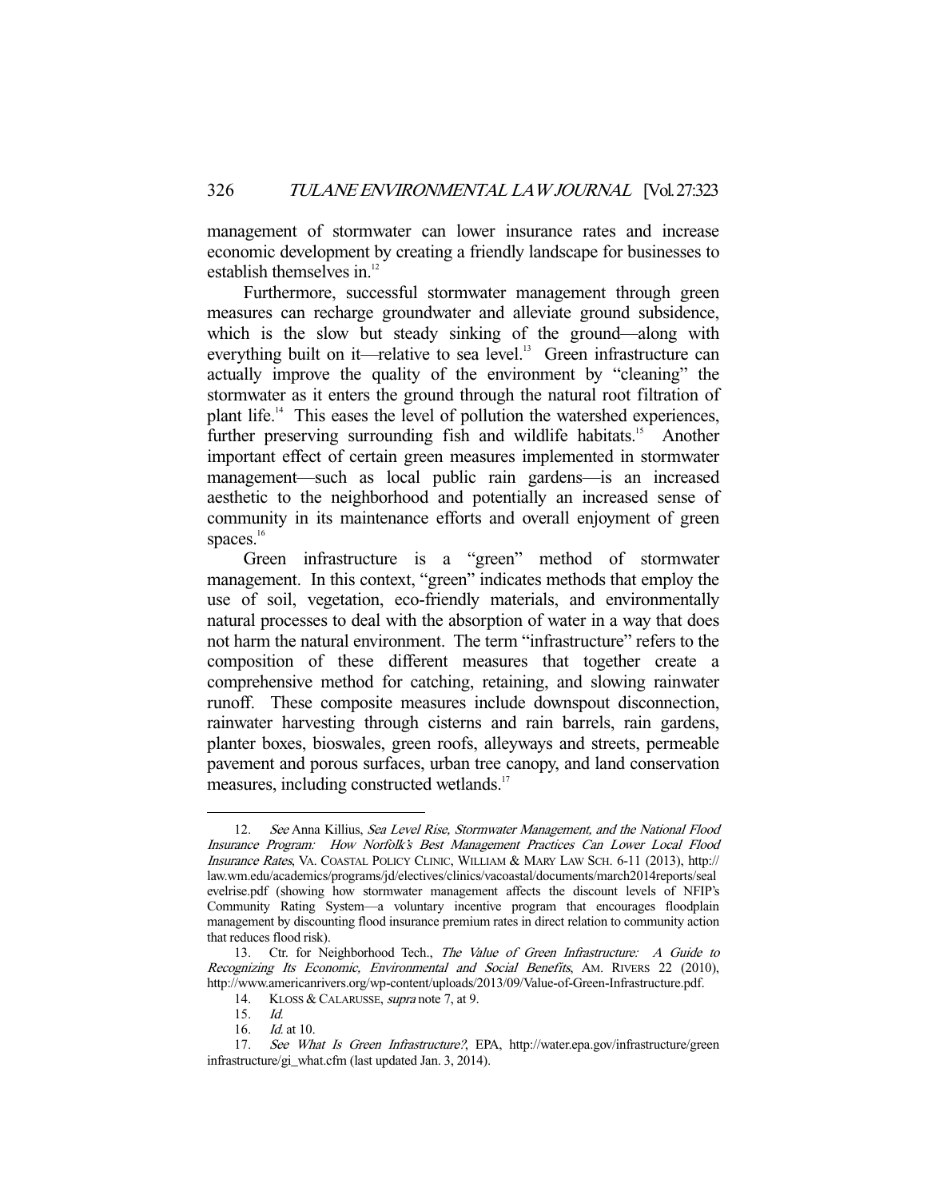management of stormwater can lower insurance rates and increase economic development by creating a friendly landscape for businesses to establish themselves in.[12]

Furthermore, successful stormwater management through green measures can recharge groundwater and alleviate ground subsidence, which is the slow but steady sinking of the ground—along with everything built on it—relative to sea level.[13] Green infrastructure can actually improve the quality of the environment by "cleaning" the stormwater as it enters the ground through the natural root filtration of plant life.[14] This eases the level of pollution the watershed experiences, further preserving surrounding fish and wildlife habitats.[15] Another important effect of certain green measures implemented in stormwater management—such as local public rain gardens—is an increased aesthetic to the neighborhood and potentially an increased sense of community in its maintenance efforts and overall enjoyment of green spaces.[16]

Green infrastructure is a "green" method of stormwater management. In this context, "green" indicates methods that employ the use of soil, vegetation, eco-friendly materials, and environmentally natural processes to deal with the absorption of water in a way that does not harm the natural environment. The term "infrastructure" refers to the composition of these different measures that together create a comprehensive method for catching, retaining, and slowing rainwater runoff. These composite measures include downspout disconnection, rainwater harvesting through cisterns and rain barrels, rain gardens, planter boxes, bioswales, green roofs, alleyways and streets, permeable pavement and porous surfaces, urban tree canopy, and land conservation measures, including constructed wetlands.[17]

---

12. *See* Anna Killius, *Sea Level Rise, Stormwater Management, and the National Flood Insurance Program: How Norfolk's Best Management Practices Can Lower Local Flood Insurance Rates*, VA. COASTAL POLICY CLINIC, WILLIAM & MARY LAW SCH. 6-11 (2013), http://law.wm.edu/academics/programs/jd/electives/clinics/vacoastal/documents/march2014reports/sealevelrise.pdf (showing how stormwater management affects the discount levels of NFIP's Community Rating System—a voluntary incentive program that encourages floodplain management by discounting flood insurance premium rates in direct relation to community action that reduces flood risk).

13. Ctr. for Neighborhood Tech., *The Value of Green Infrastructure: A Guide to Recognizing Its Economic, Environmental and Social Benefits*, AM. RIVERS 22 (2010), http://www.americanrivers.org/wp-content/uploads/2013/09/Value-of-Green-Infrastructure.pdf.

14. KLOSS & CALARUSSE, *supra* note 7, at 9.

15. *Id.*

16. *Id.* at 10.

17. *See What Is Green Infrastructure?*, EPA, http://water.epa.gov/infrastructure/greeninfrastructure/gi_what.cfm (last updated Jan. 3, 2014).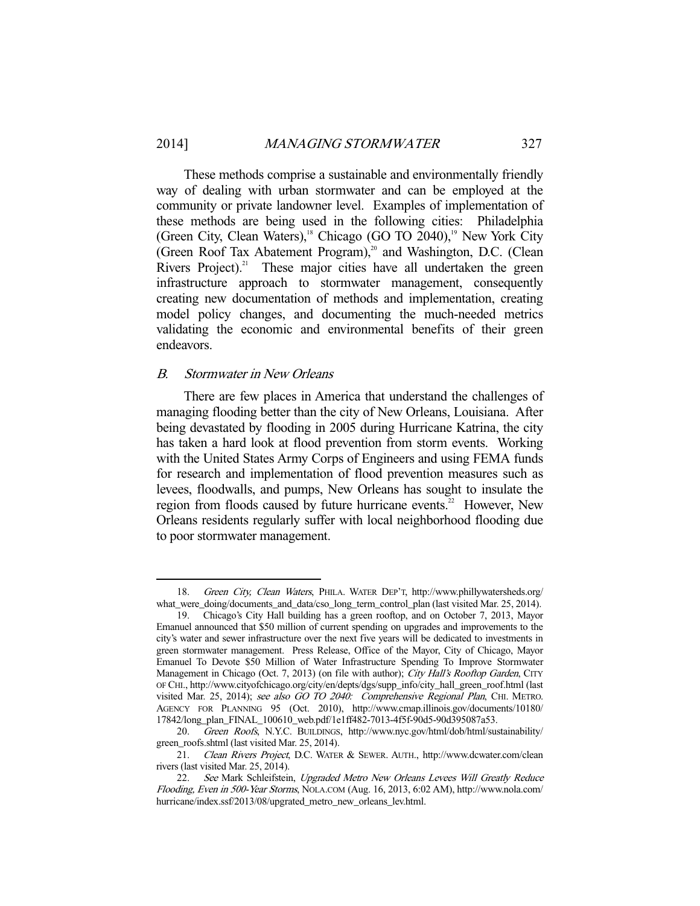These methods comprise a sustainable and environmentally friendly way of dealing with urban stormwater and can be employed at the community or private landowner level. Examples of implementation of these methods are being used in the following cities: Philadelphia (Green City, Clean Waters),[18] Chicago (GO TO 2040),[19] New York City (Green Roof Tax Abatement Program),[20] and Washington, D.C. (Clean Rivers Project).[21] These major cities have all undertaken the green infrastructure approach to stormwater management, consequently creating new documentation of methods and implementation, creating model policy changes, and documenting the much-needed metrics validating the economic and environmental benefits of their green endeavors.

### *B. Stormwater in New Orleans*

There are few places in America that understand the challenges of managing flooding better than the city of New Orleans, Louisiana. After being devastated by flooding in 2005 during Hurricane Katrina, the city has taken a hard look at flood prevention from storm events. Working with the United States Army Corps of Engineers and using FEMA funds for research and implementation of flood prevention measures such as levees, floodwalls, and pumps, New Orleans has sought to insulate the region from floods caused by future hurricane events.[22] However, New Orleans residents regularly suffer with local neighborhood flooding due to poor stormwater management.

---

18. *Green City, Clean Waters*, PHILA. WATER DEP'T, http://www.phillywatersheds.org/what_were_doing/documents_and_data/cso_long_term_control_plan (last visited Mar. 25, 2014).

19. Chicago's City Hall building has a green rooftop, and on October 7, 2013, Mayor Emanuel announced that $50 million of current spending on upgrades and improvements to the city's water and sewer infrastructure over the next five years will be dedicated to investments in green stormwater management. Press Release, Office of the Mayor, City of Chicago, Mayor Emanuel To Devote $50 Million of Water Infrastructure Spending To Improve Stormwater Management in Chicago (Oct. 7, 2013) (on file with author); *City Hall's Rooftop Garden*, CITY OF CHI., http://www.cityofchicago.org/city/en/depts/dgs/supp_info/city_hall_green_roof.html (last visited Mar. 25, 2014); *see also GO TO 2040: Comprehensive Regional Plan*, CHI. METRO. AGENCY FOR PLANNING 95 (Oct. 2010), http://www.cmap.illinois.gov/documents/10180/17842/long_plan_FINAL_100610_web.pdf/1e1ff482-7013-4f5f-90d5-90d395087a53.

20. *Green Roofs*, N.Y.C. BUILDINGS, http://www.nyc.gov/html/dob/html/sustainability/green_roofs.shtml (last visited Mar. 25, 2014).

21. *Clean Rivers Project*, D.C. WATER & SEWER. AUTH., http://www.dcwater.com/cleanrivers (last visited Mar. 25, 2014).

22. *See* Mark Schleifstein, *Upgraded Metro New Orleans Levees Will Greatly Reduce Flooding, Even in 500-Year Storms*, NOLA.COM (Aug. 16, 2013, 6:02 AM), http://www.nola.com/hurricane/index.ssf/2013/08/upgraded_metro_new_orleans_lev.html.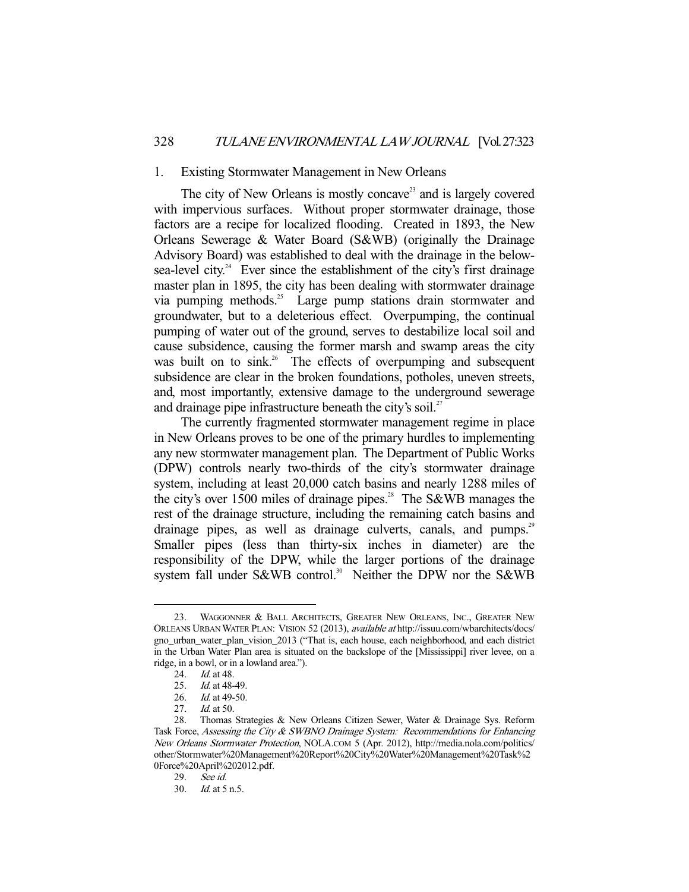### 1. Existing Stormwater Management in New Orleans

The city of New Orleans is mostly concave[23] and is largely covered with impervious surfaces. Without proper stormwater drainage, those factors are a recipe for localized flooding. Created in 1893, the New Orleans Sewerage & Water Board (S&WB) (originally the Drainage Advisory Board) was established to deal with the drainage in the below-sea-level city.[24] Ever since the establishment of the city's first drainage master plan in 1895, the city has been dealing with stormwater drainage via pumping methods.[25] Large pump stations drain stormwater and groundwater, but to a deleterious effect. Overpumping, the continual pumping of water out of the ground, serves to destabilize local soil and cause subsidence, causing the former marsh and swamp areas the city was built on to sink.[26] The effects of overpumping and subsequent subsidence are clear in the broken foundations, potholes, uneven streets, and, most importantly, extensive damage to the underground sewerage and drainage pipe infrastructure beneath the city's soil.[27]

The currently fragmented stormwater management regime in place in New Orleans proves to be one of the primary hurdles to implementing any new stormwater management plan. The Department of Public Works (DPW) controls nearly two-thirds of the city's stormwater drainage system, including at least 20,000 catch basins and nearly 1288 miles of the city's over 1500 miles of drainage pipes.[28] The S&WB manages the rest of the drainage structure, including the remaining catch basins and drainage pipes, as well as drainage culverts, canals, and pumps.[29] Smaller pipes (less than thirty-six inches in diameter) are the responsibility of the DPW, while the larger portions of the drainage system fall under S&WB control.[30] Neither the DPW nor the S&WB

---

23. WAGGONNER & BALL ARCHITECTS, GREATER NEW ORLEANS, INC., GREATER NEW ORLEANS URBAN WATER PLAN: VISION 52 (2013), *available at* http://issuu.com/wbarchitects/docs/gno_urban_water_plan_vision_2013 ("That is, each house, each neighborhood, and each district in the Urban Water Plan area is situated on the backslope of the [Mississippi] river levee, on a ridge, in a bowl, or in a lowland area.").

24. *Id.* at 48.

25. *Id.* at 48-49.

26. *Id.* at 49-50.

27. *Id.* at 50.

28. Thomas Strategies & New Orleans Citizen Sewer, Water & Drainage Sys. Reform Task Force, *Assessing the City & SWBNO Drainage System: Recommendations for Enhancing New Orleans Stormwater Protection*, NOLA.COM 5 (Apr. 2012), http://media.nola.com/politics/other/Stormwater%20Management%20Report%20City%20Water%20Management%20Task%20Force%20April%202012.pdf.

29. *See id.*

30. *Id.* at 5 n.5.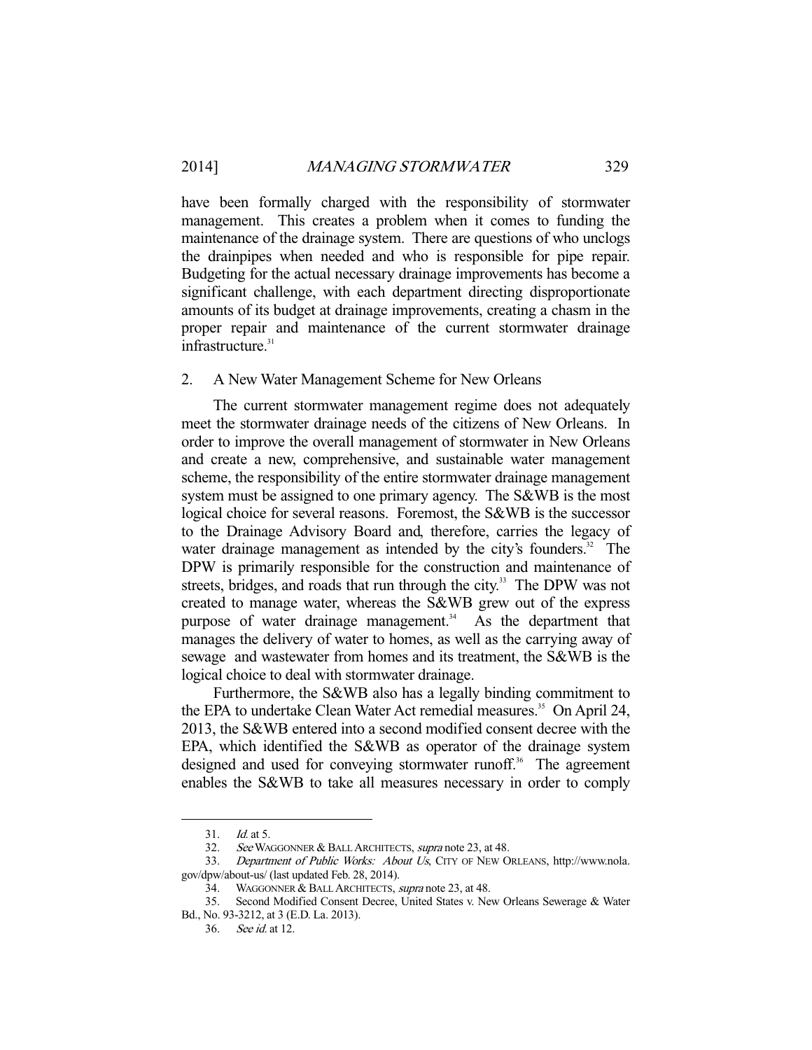have been formally charged with the responsibility of stormwater management. This creates a problem when it comes to funding the maintenance of the drainage system. There are questions of who unclogs the drainpipes when needed and who is responsible for pipe repair. Budgeting for the actual necessary drainage improvements has become a significant challenge, with each department directing disproportionate amounts of its budget at drainage improvements, creating a chasm in the proper repair and maintenance of the current stormwater drainage infrastructure.[31]

### 2. A New Water Management Scheme for New Orleans

The current stormwater management regime does not adequately meet the stormwater drainage needs of the citizens of New Orleans. In order to improve the overall management of stormwater in New Orleans and create a new, comprehensive, and sustainable water management scheme, the responsibility of the entire stormwater drainage management system must be assigned to one primary agency. The S&WB is the most logical choice for several reasons. Foremost, the S&WB is the successor to the Drainage Advisory Board and, therefore, carries the legacy of water drainage management as intended by the city's founders.[32] The DPW is primarily responsible for the construction and maintenance of streets, bridges, and roads that run through the city.[33] The DPW was not created to manage water, whereas the S&WB grew out of the express purpose of water drainage management.[34] As the department that manages the delivery of water to homes, as well as the carrying away of sewage and wastewater from homes and its treatment, the S&WB is the logical choice to deal with stormwater drainage.

Furthermore, the S&WB also has a legally binding commitment to the EPA to undertake Clean Water Act remedial measures.[35] On April 24, 2013, the S&WB entered into a second modified consent decree with the EPA, which identified the S&WB as operator of the drainage system designed and used for conveying stormwater runoff.[36] The agreement enables the S&WB to take all measures necessary in order to comply

---

31. *Id.* at 5.

32. *See* WAGGONNER & BALL ARCHITECTS, *supra* note 23, at 48.

33. *Department of Public Works: About Us*, CITY OF NEW ORLEANS, http://www.nola.gov/dpw/about-us/ (last updated Feb. 28, 2014).

34. WAGGONNER & BALL ARCHITECTS, *supra* note 23, at 48.

35. Second Modified Consent Decree, United States v. New Orleans Sewerage & Water Bd., No. 93-3212, at 3 (E.D. La. 2013).

36. *See id.* at 12.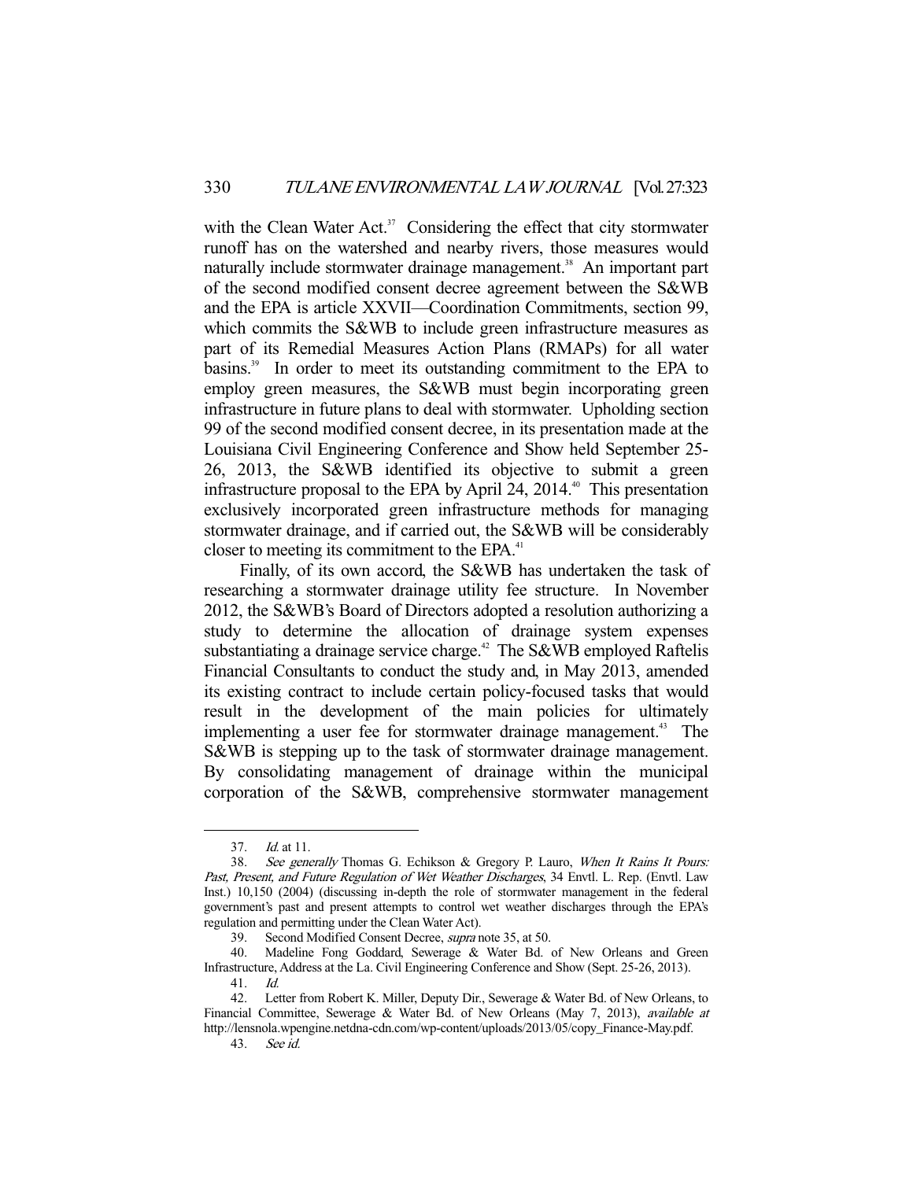with the Clean Water Act.[37] Considering the effect that city stormwater runoff has on the watershed and nearby rivers, those measures would naturally include stormwater drainage management.[38] An important part of the second modified consent decree agreement between the S&WB and the EPA is article XXVII—Coordination Commitments, section 99, which commits the S&WB to include green infrastructure measures as part of its Remedial Measures Action Plans (RMAPs) for all water basins.[39] In order to meet its outstanding commitment to the EPA to employ green measures, the S&WB must begin incorporating green infrastructure in future plans to deal with stormwater. Upholding section 99 of the second modified consent decree, in its presentation made at the Louisiana Civil Engineering Conference and Show held September 25-26, 2013, the S&WB identified its objective to submit a green infrastructure proposal to the EPA by April 24, 2014.[40] This presentation exclusively incorporated green infrastructure methods for managing stormwater drainage, and if carried out, the S&WB will be considerably closer to meeting its commitment to the EPA.[41]

Finally, of its own accord, the S&WB has undertaken the task of researching a stormwater drainage utility fee structure. In November 2012, the S&WB's Board of Directors adopted a resolution authorizing a study to determine the allocation of drainage system expenses substantiating a drainage service charge.[42] The S&WB employed Raftelis Financial Consultants to conduct the study and, in May 2013, amended its existing contract to include certain policy-focused tasks that would result in the development of the main policies for ultimately implementing a user fee for stormwater drainage management.[43] The S&WB is stepping up to the task of stormwater drainage management. By consolidating management of drainage within the municipal corporation of the S&WB, comprehensive stormwater management

---

37. *Id.* at 11.

38. *See generally* Thomas G. Echikson & Gregory P. Lauro, *When It Rains It Pours: Past, Present, and Future Regulation of Wet Weather Discharges*, 34 Envtl. L. Rep. (Envtl. Law Inst.) 10,150 (2004) (discussing in-depth the role of stormwater management in the federal government's past and present attempts to control wet weather discharges through the EPA's regulation and permitting under the Clean Water Act).

39. Second Modified Consent Decree, *supra* note 35, at 50.

40. Madeline Fong Goddard, Sewerage & Water Bd. of New Orleans and Green Infrastructure, Address at the La. Civil Engineering Conference and Show (Sept. 25-26, 2013).

41. *Id.*

42. Letter from Robert K. Miller, Deputy Dir., Sewerage & Water Bd. of New Orleans, to Financial Committee, Sewerage & Water Bd. of New Orleans (May 7, 2013), *available at* http://lensnola.wpengine.netdna-cdn.com/wp-content/uploads/2013/05/copy_Finance-May.pdf.

43. *See id.*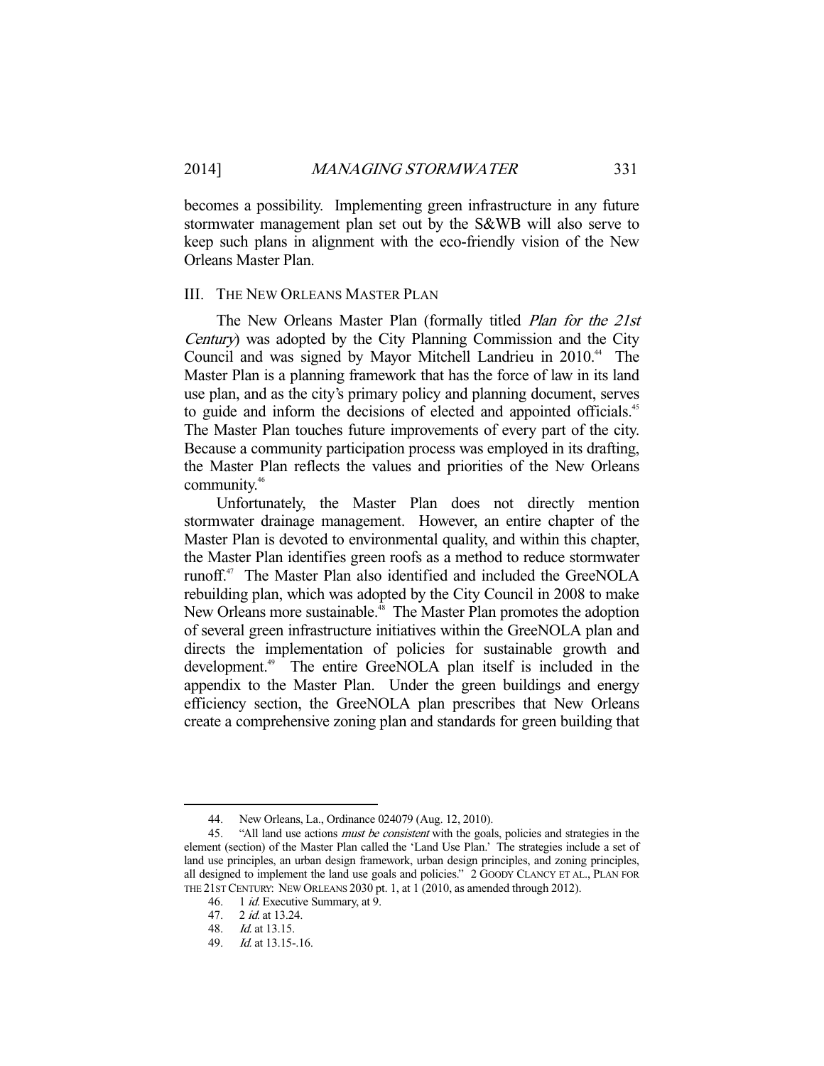becomes a possibility. Implementing green infrastructure in any future stormwater management plan set out by the S&WB will also serve to keep such plans in alignment with the eco-friendly vision of the New Orleans Master Plan.

## III. THE NEW ORLEANS MASTER PLAN

The New Orleans Master Plan (formally titled *Plan for the 21st Century*) was adopted by the City Planning Commission and the City Council and was signed by Mayor Mitchell Landrieu in 2010.[44] The Master Plan is a planning framework that has the force of law in its land use plan, and as the city's primary policy and planning document, serves to guide and inform the decisions of elected and appointed officials.[45] The Master Plan touches future improvements of every part of the city. Because a community participation process was employed in its drafting, the Master Plan reflects the values and priorities of the New Orleans community.[46]

Unfortunately, the Master Plan does not directly mention stormwater drainage management. However, an entire chapter of the Master Plan is devoted to environmental quality, and within this chapter, the Master Plan identifies green roofs as a method to reduce stormwater runoff.[47] The Master Plan also identified and included the GreeNOLA rebuilding plan, which was adopted by the City Council in 2008 to make New Orleans more sustainable.[48] The Master Plan promotes the adoption of several green infrastructure initiatives within the GreeNOLA plan and directs the implementation of policies for sustainable growth and development.[49] The entire GreeNOLA plan itself is included in the appendix to the Master Plan. Under the green buildings and energy efficiency section, the GreeNOLA plan prescribes that New Orleans create a comprehensive zoning plan and standards for green building that

---

44. New Orleans, La., Ordinance 024079 (Aug. 12, 2010).

45. "All land use actions *must be consistent* with the goals, policies and strategies in the element (section) of the Master Plan called the 'Land Use Plan.' The strategies include a set of land use principles, an urban design framework, urban design principles, and zoning principles, all designed to implement the land use goals and policies." 2 GOODY CLANCY ET AL., PLAN FOR THE 21ST CENTURY: NEW ORLEANS 2030 pt. 1, at 1 (2010, as amended through 2012).

46. 1 *id.* Executive Summary, at 9.

47. 2 *id.* at 13.24.

48. *Id.* at 13.15.

49. *Id.* at 13.15-.16.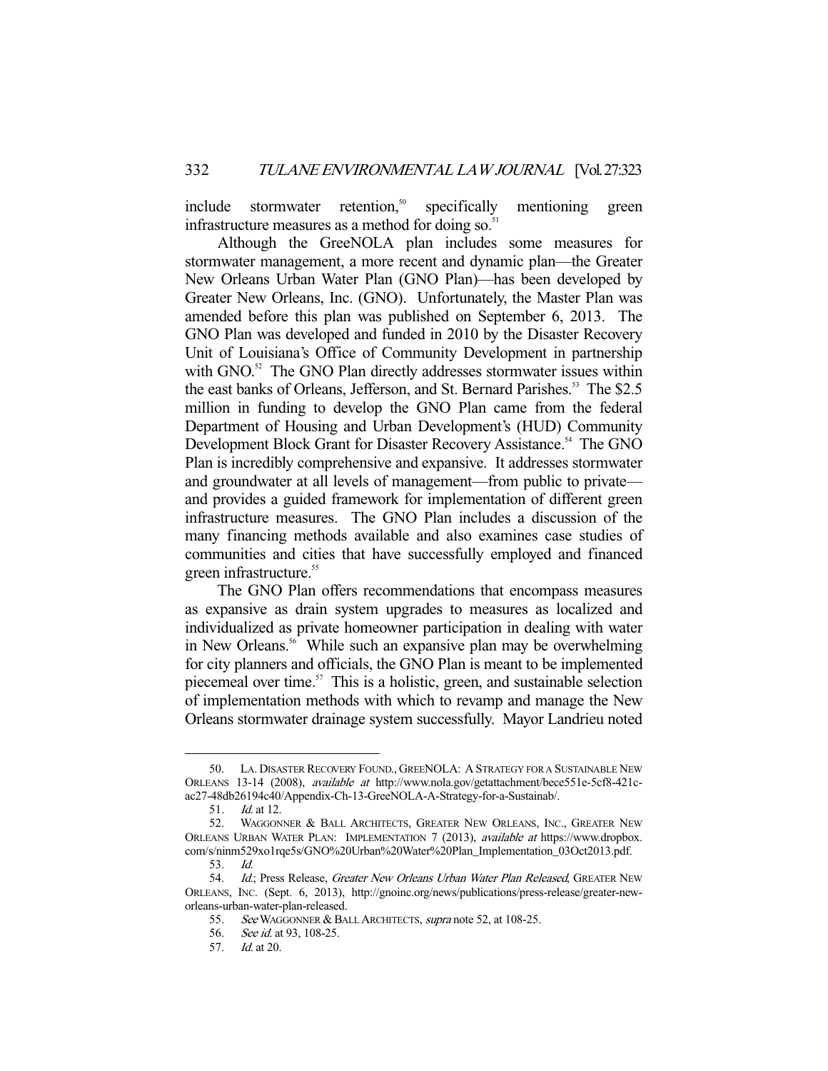include stormwater retention,[50] specifically mentioning green infrastructure measures as a method for doing so.[51]

Although the GreeNOLA plan includes some measures for stormwater management, a more recent and dynamic plan—the Greater New Orleans Urban Water Plan (GNO Plan)—has been developed by Greater New Orleans, Inc. (GNO). Unfortunately, the Master Plan was amended before this plan was published on September 6, 2013. The GNO Plan was developed and funded in 2010 by the Disaster Recovery Unit of Louisiana's Office of Community Development in partnership with GNO.[52] The GNO Plan directly addresses stormwater issues within the east banks of Orleans, Jefferson, and St. Bernard Parishes.[53] The $2.5 million in funding to develop the GNO Plan came from the federal Department of Housing and Urban Development's (HUD) Community Development Block Grant for Disaster Recovery Assistance.[54] The GNO Plan is incredibly comprehensive and expansive. It addresses stormwater and groundwater at all levels of management—from public to private—and provides a guided framework for implementation of different green infrastructure measures. The GNO Plan includes a discussion of the many financing methods available and also examines case studies of communities and cities that have successfully employed and financed green infrastructure.[55]

The GNO Plan offers recommendations that encompass measures as expansive as drain system upgrades to measures as localized and individualized as private homeowner participation in dealing with water in New Orleans.[56] While such an expansive plan may be overwhelming for city planners and officials, the GNO Plan is meant to be implemented piecemeal over time.[57] This is a holistic, green, and sustainable selection of implementation methods with which to revamp and manage the New Orleans stormwater drainage system successfully. Mayor Landrieu noted

---

50. LA. DISASTER RECOVERY FOUND., GREENOLA: A STRATEGY FOR A SUSTAINABLE NEW ORLEANS 13-14 (2008), *available at* http://www.nola.gov/getattachment/bece551e-5cf8-421c-ac27-48db26194c40/Appendix-Ch-13-GreeNOLA-A-Strategy-for-a-Sustainab/.

51. *Id.* at 12.

52. WAGGONNER & BALL ARCHITECTS, GREATER NEW ORLEANS, INC., GREATER NEW ORLEANS URBAN WATER PLAN: IMPLEMENTATION 7 (2013), *available at* https://www.dropbox.com/s/ninm529xo1rqe5s/GNO%20Urban%20Water%20Plan_Implementation_03Oct2013.pdf.

53. *Id.*

54. *Id.*; Press Release, *Greater New Orleans Urban Water Plan Released*, GREATER NEW ORLEANS, INC. (Sept. 6, 2013), http://gnoinc.org/news/publications/press-release/greater-new-orleans-urban-water-plan-released.

55. *See* WAGGONNER & BALL ARCHITECTS, *supra* note 52, at 108-25.

56. *See id.* at 93, 108-25.

57. *Id.* at 20.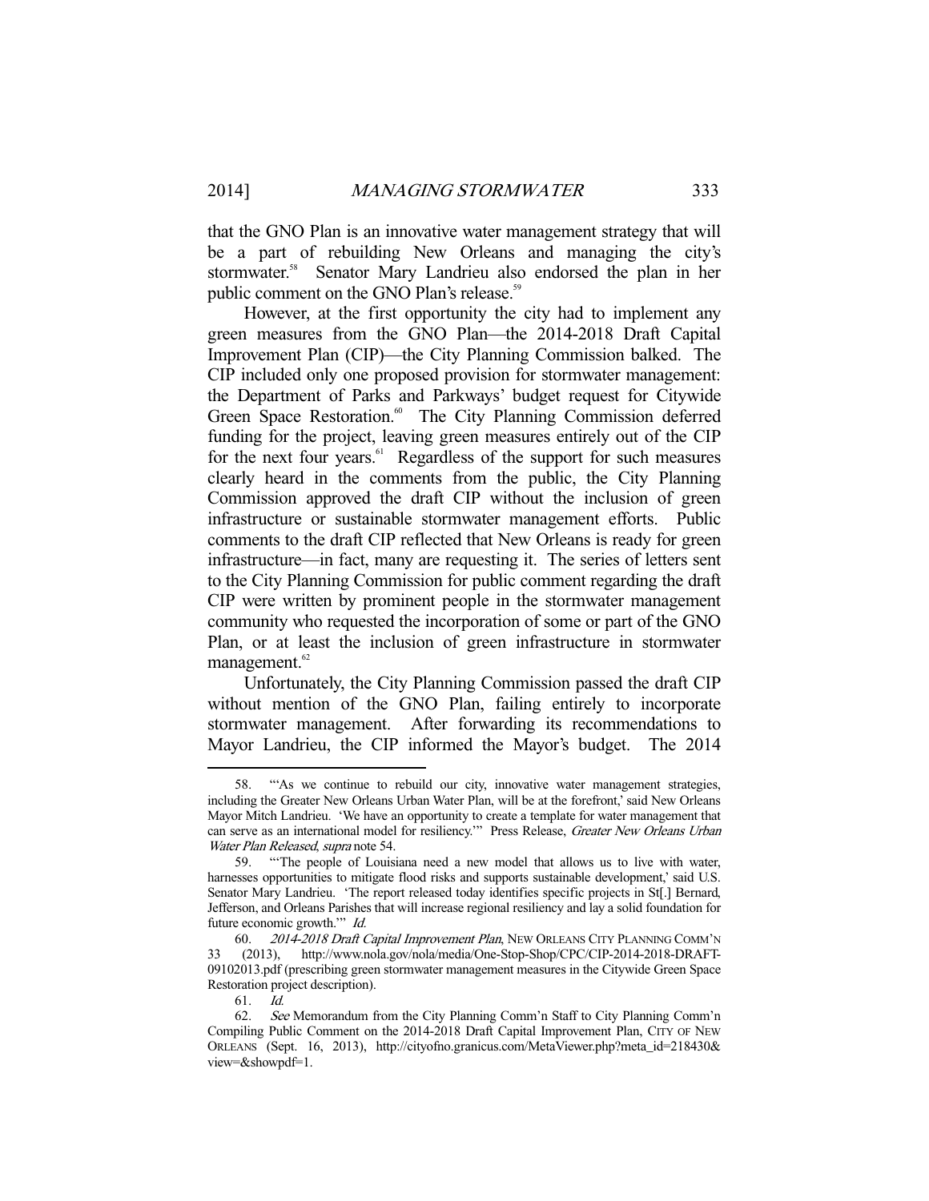that the GNO Plan is an innovative water management strategy that will be a part of rebuilding New Orleans and managing the city's stormwater.[58] Senator Mary Landrieu also endorsed the plan in her public comment on the GNO Plan's release.[59]

However, at the first opportunity the city had to implement any green measures from the GNO Plan—the 2014-2018 Draft Capital Improvement Plan (CIP)—the City Planning Commission balked. The CIP included only one proposed provision for stormwater management: the Department of Parks and Parkways' budget request for Citywide Green Space Restoration.[60] The City Planning Commission deferred funding for the project, leaving green measures entirely out of the CIP for the next four years.[61] Regardless of the support for such measures clearly heard in the comments from the public, the City Planning Commission approved the draft CIP without the inclusion of green infrastructure or sustainable stormwater management efforts. Public comments to the draft CIP reflected that New Orleans is ready for green infrastructure—in fact, many are requesting it. The series of letters sent to the City Planning Commission for public comment regarding the draft CIP were written by prominent people in the stormwater management community who requested the incorporation of some or part of the GNO Plan, or at least the inclusion of green infrastructure in stormwater management.[62]

Unfortunately, the City Planning Commission passed the draft CIP without mention of the GNO Plan, failing entirely to incorporate stormwater management. After forwarding its recommendations to Mayor Landrieu, the CIP informed the Mayor's budget. The 2014

---

58. "'As we continue to rebuild our city, innovative water management strategies, including the Greater New Orleans Urban Water Plan, will be at the forefront,' said New Orleans Mayor Mitch Landrieu. 'We have an opportunity to create a template for water management that can serve as an international model for resiliency.'" Press Release, *Greater New Orleans Urban Water Plan Released*, *supra* note 54.

59. "'The people of Louisiana need a new model that allows us to live with water, harnesses opportunities to mitigate flood risks and supports sustainable development,' said U.S. Senator Mary Landrieu. 'The report released today identifies specific projects in St[.] Bernard, Jefferson, and Orleans Parishes that will increase regional resiliency and lay a solid foundation for future economic growth.'" *Id.*

60. *2014-2018 Draft Capital Improvement Plan*, NEW ORLEANS CITY PLANNING COMM'N 33 (2013), http://www.nola.gov/nola/media/One-Stop-Shop/CPC/CIP-2014-2018-DRAFT-09102013.pdf (prescribing green stormwater management measures in the Citywide Green Space Restoration project description).

61. *Id.*

62. *See* Memorandum from the City Planning Comm'n Staff to City Planning Comm'n Compiling Public Comment on the 2014-2018 Draft Capital Improvement Plan, CITY OF NEW ORLEANS (Sept. 16, 2013), http://cityofno.granicus.com/MetaViewer.php?meta_id=218430&view=&showpdf=1.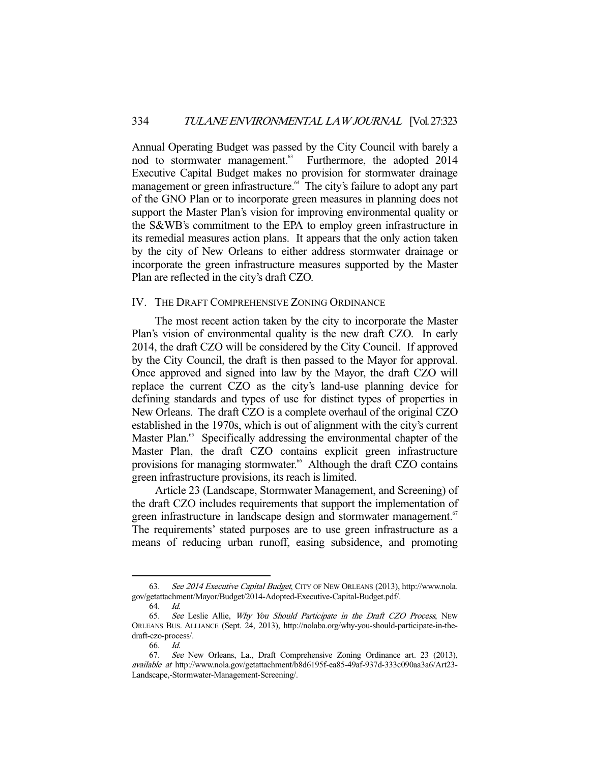Annual Operating Budget was passed by the City Council with barely a nod to stormwater management.[63] Furthermore, the adopted 2014 Executive Capital Budget makes no provision for stormwater drainage management or green infrastructure.[64] The city's failure to adopt any part of the GNO Plan or to incorporate green measures in planning does not support the Master Plan's vision for improving environmental quality or the S&WB's commitment to the EPA to employ green infrastructure in its remedial measures action plans. It appears that the only action taken by the city of New Orleans to either address stormwater drainage or incorporate the green infrastructure measures supported by the Master Plan are reflected in the city's draft CZO.

## IV. THE DRAFT COMPREHENSIVE ZONING ORDINANCE

The most recent action taken by the city to incorporate the Master Plan's vision of environmental quality is the new draft CZO. In early 2014, the draft CZO will be considered by the City Council. If approved by the City Council, the draft is then passed to the Mayor for approval. Once approved and signed into law by the Mayor, the draft CZO will replace the current CZO as the city's land-use planning device for defining standards and types of use for distinct types of properties in New Orleans. The draft CZO is a complete overhaul of the original CZO established in the 1970s, which is out of alignment with the city's current Master Plan.[65] Specifically addressing the environmental chapter of the Master Plan, the draft CZO contains explicit green infrastructure provisions for managing stormwater.[66] Although the draft CZO contains green infrastructure provisions, its reach is limited.

Article 23 (Landscape, Stormwater Management, and Screening) of the draft CZO includes requirements that support the implementation of green infrastructure in landscape design and stormwater management.[67] The requirements' stated purposes are to use green infrastructure as a means of reducing urban runoff, easing subsidence, and promoting

---

63. *See 2014 Executive Capital Budget*, CITY OF NEW ORLEANS (2013), http://www.nola.gov/getattachment/Mayor/Budget/2014-Adopted-Executive-Capital-Budget.pdf/.

64. *Id.*

65. *See* Leslie Allie, *Why You Should Participate in the Draft CZO Process*, NEW ORLEANS BUS. ALLIANCE (Sept. 24, 2013), http://nolaba.org/why-you-should-participate-in-the-draft-czo-process/.

66. *Id.*

67. *See* New Orleans, La., Draft Comprehensive Zoning Ordinance art. 23 (2013), *available at* http://www.nola.gov/getattachment/b8d6195f-ea85-49af-937d-333c090aa3a6/Art23-Landscape,-Stormwater-Management-Screening/.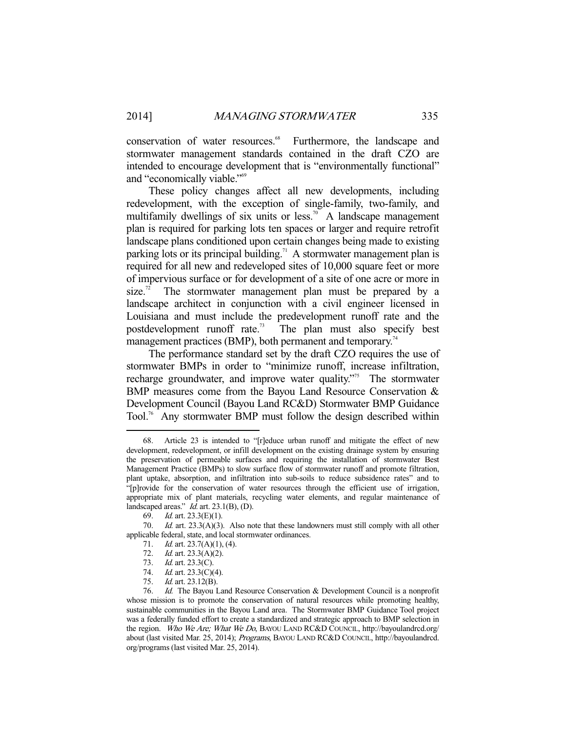conservation of water resources.[68] Furthermore, the landscape and stormwater management standards contained in the draft CZO are intended to encourage development that is "environmentally functional" and "economically viable."[69]

These policy changes affect all new developments, including redevelopment, with the exception of single-family, two-family, and multifamily dwellings of six units or less.[70] A landscape management plan is required for parking lots ten spaces or larger and require retrofit landscape plans conditioned upon certain changes being made to existing parking lots or its principal building.[71] A stormwater management plan is required for all new and redeveloped sites of 10,000 square feet or more of impervious surface or for development of a site of one acre or more in size.[72] The stormwater management plan must be prepared by a landscape architect in conjunction with a civil engineer licensed in Louisiana and must include the predevelopment runoff rate and the postdevelopment runoff rate.[73] The plan must also specify best management practices (BMP), both permanent and temporary.[74]

The performance standard set by the draft CZO requires the use of stormwater BMPs in order to "minimize runoff, increase infiltration, recharge groundwater, and improve water quality."[75] The stormwater BMP measures come from the Bayou Land Resource Conservation & Development Council (Bayou Land RC&D) Stormwater BMP Guidance Tool.[76] Any stormwater BMP must follow the design described within

---

68. Article 23 is intended to "[r]educe urban runoff and mitigate the effect of new development, redevelopment, or infill development on the existing drainage system by ensuring the preservation of permeable surfaces and requiring the installation of stormwater Best Management Practice (BMPs) to slow surface flow of stormwater runoff and promote filtration, plant uptake, absorption, and infiltration into sub-soils to reduce subsidence rates" and to "[p]rovide for the conservation of water resources through the efficient use of irrigation, appropriate mix of plant materials, recycling water elements, and regular maintenance of landscaped areas." *Id.* art. 23.1(B), (D).

69. *Id.* art. 23.3(E)(1).

70. *Id.* art. 23.3(A)(3). Also note that these landowners must still comply with all other applicable federal, state, and local stormwater ordinances.

71. *Id.* art. 23.7(A)(1), (4).

72. *Id.* art. 23.3(A)(2).

73. *Id.* art. 23.3(C).

74. *Id.* art. 23.3(C)(4).

75. *Id.* art. 23.12(B).

76. *Id.* The Bayou Land Resource Conservation & Development Council is a nonprofit whose mission is to promote the conservation of natural resources while promoting healthy, sustainable communities in the Bayou Land area. The Stormwater BMP Guidance Tool project was a federally funded effort to create a standardized and strategic approach to BMP selection in the region. *Who We Are; What We Do*, BAYOU LAND RC&D COUNCIL, http://bayoulandrcd.org/about (last visited Mar. 25, 2014); *Programs*, BAYOU LAND RC&D COUNCIL, http://bayoulandrcd.org/programs (last visited Mar. 25, 2014).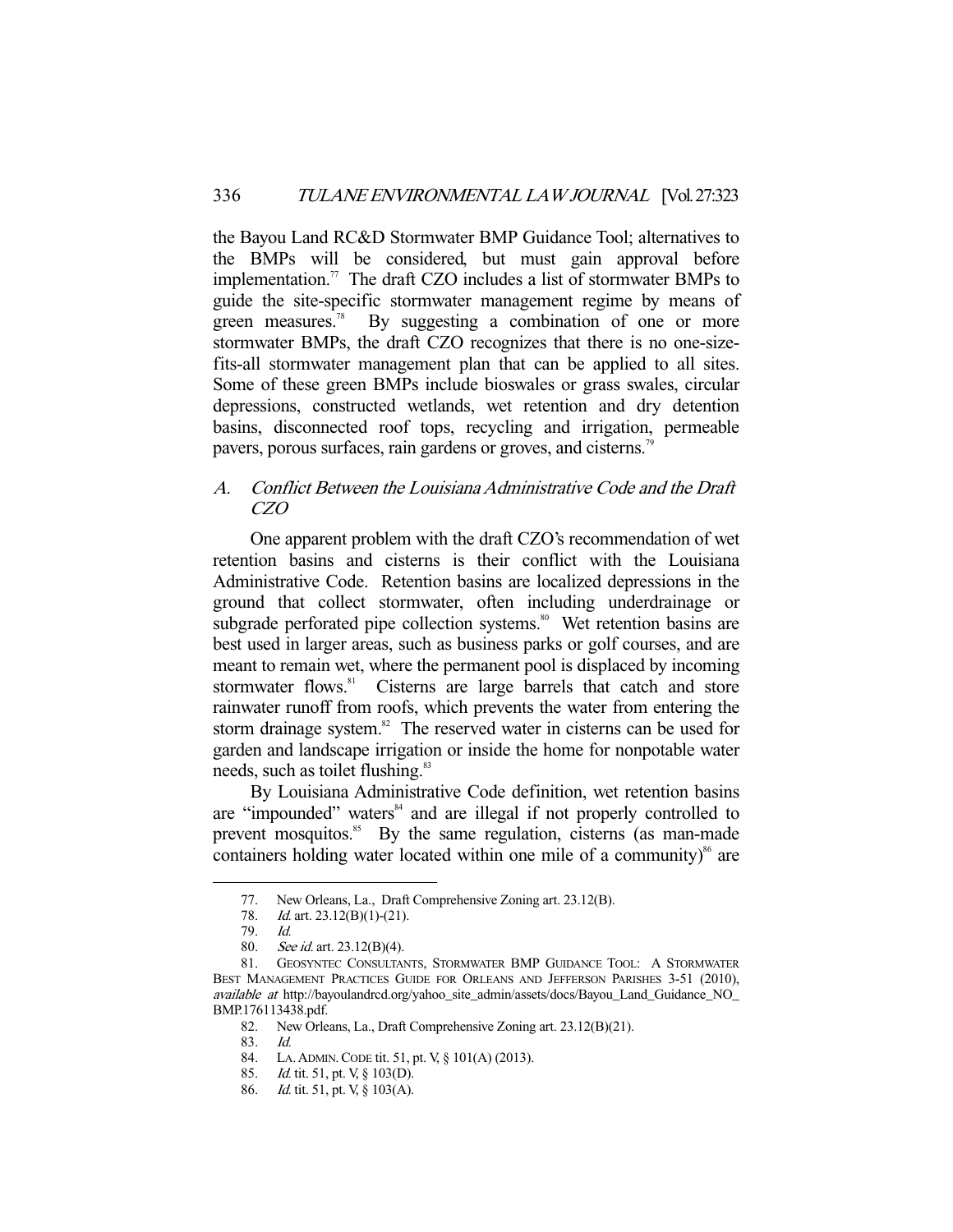the Bayou Land RC&D Stormwater BMP Guidance Tool; alternatives to the BMPs will be considered, but must gain approval before implementation.[77] The draft CZO includes a list of stormwater BMPs to guide the site-specific stormwater management regime by means of green measures.[78] By suggesting a combination of one or more stormwater BMPs, the draft CZO recognizes that there is no one-size-fits-all stormwater management plan that can be applied to all sites. Some of these green BMPs include bioswales or grass swales, circular depressions, constructed wetlands, wet retention and dry detention basins, disconnected roof tops, recycling and irrigation, permeable pavers, porous surfaces, rain gardens or groves, and cisterns.[79]

### A. *Conflict Between the Louisiana Administrative Code and the Draft CZO*

One apparent problem with the draft CZO's recommendation of wet retention basins and cisterns is their conflict with the Louisiana Administrative Code. Retention basins are localized depressions in the ground that collect stormwater, often including underdrainage or subgrade perforated pipe collection systems.[80] Wet retention basins are best used in larger areas, such as business parks or golf courses, and are meant to remain wet, where the permanent pool is displaced by incoming stormwater flows.[81] Cisterns are large barrels that catch and store rainwater runoff from roofs, which prevents the water from entering the storm drainage system.[82] The reserved water in cisterns can be used for garden and landscape irrigation or inside the home for nonpotable water needs, such as toilet flushing.[83]

By Louisiana Administrative Code definition, wet retention basins are "impounded" waters[84] and are illegal if not properly controlled to prevent mosquitos.[85] By the same regulation, cisterns (as man-made containers holding water located within one mile of a community)[86] are

---

77. New Orleans, La., Draft Comprehensive Zoning art. 23.12(B).
78. *Id.* art. 23.12(B)(1)-(21).
79. *Id.*
80. *See id.* art. 23.12(B)(4).
81. GEOSYNTEC CONSULTANTS, STORMWATER BMP GUIDANCE TOOL: A STORMWATER BEST MANAGEMENT PRACTICES GUIDE FOR ORLEANS AND JEFFERSON PARISHES 3-51 (2010), *available at* http://bayoulandrcd.org/yahoo_site_admin/assets/docs/Bayou_Land_Guidance_NO_BMP.176113438.pdf.
82. New Orleans, La., Draft Comprehensive Zoning art. 23.12(B)(21).
83. *Id.*
84. LA. ADMIN. CODE tit. 51, pt. V, § 101(A) (2013).
85. *Id.* tit. 51, pt. V, § 103(D).
86. *Id.* tit. 51, pt. V, § 103(A).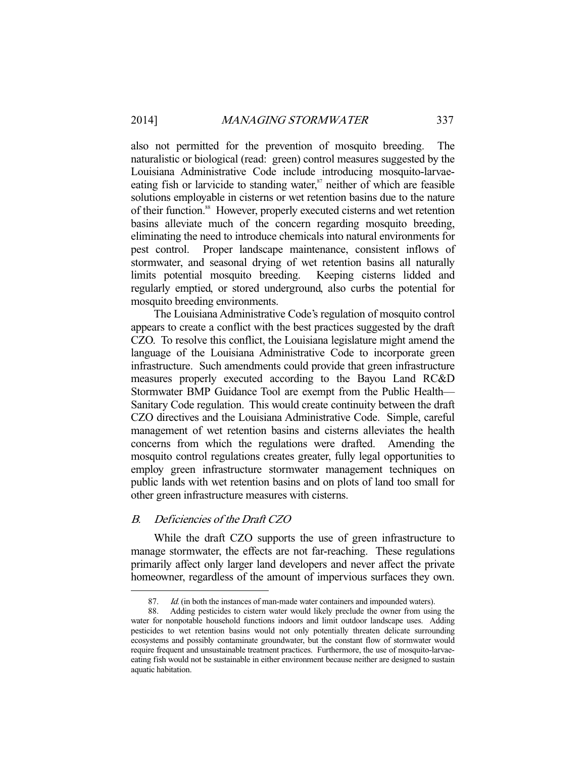also not permitted for the prevention of mosquito breeding. The naturalistic or biological (read: green) control measures suggested by the Louisiana Administrative Code include introducing mosquito-larvae-eating fish or larvicide to standing water,[87] neither of which are feasible solutions employable in cisterns or wet retention basins due to the nature of their function.[88] However, properly executed cisterns and wet retention basins alleviate much of the concern regarding mosquito breeding, eliminating the need to introduce chemicals into natural environments for pest control. Proper landscape maintenance, consistent inflows of stormwater, and seasonal drying of wet retention basins all naturally limits potential mosquito breeding. Keeping cisterns lidded and regularly emptied, or stored underground, also curbs the potential for mosquito breeding environments.

The Louisiana Administrative Code's regulation of mosquito control appears to create a conflict with the best practices suggested by the draft CZO. To resolve this conflict, the Louisiana legislature might amend the language of the Louisiana Administrative Code to incorporate green infrastructure. Such amendments could provide that green infrastructure measures properly executed according to the Bayou Land RC&D Stormwater BMP Guidance Tool are exempt from the Public Health—Sanitary Code regulation. This would create continuity between the draft CZO directives and the Louisiana Administrative Code. Simple, careful management of wet retention basins and cisterns alleviates the health concerns from which the regulations were drafted. Amending the mosquito control regulations creates greater, fully legal opportunities to employ green infrastructure stormwater management techniques on public lands with wet retention basins and on plots of land too small for other green infrastructure measures with cisterns.

### *B. Deficiencies of the Draft CZO*

While the draft CZO supports the use of green infrastructure to manage stormwater, the effects are not far-reaching. These regulations primarily affect only larger land developers and never affect the private homeowner, regardless of the amount of impervious surfaces they own.

---

87. *Id.* (in both the instances of man-made water containers and impounded waters).

88. Adding pesticides to cistern water would likely preclude the owner from using the water for nonpotable household functions indoors and limit outdoor landscape uses. Adding pesticides to wet retention basins would not only potentially threaten delicate surrounding ecosystems and possibly contaminate groundwater, but the constant flow of stormwater would require frequent and unsustainable treatment practices. Furthermore, the use of mosquito-larvae-eating fish would not be sustainable in either environment because neither are designed to sustain aquatic habitation.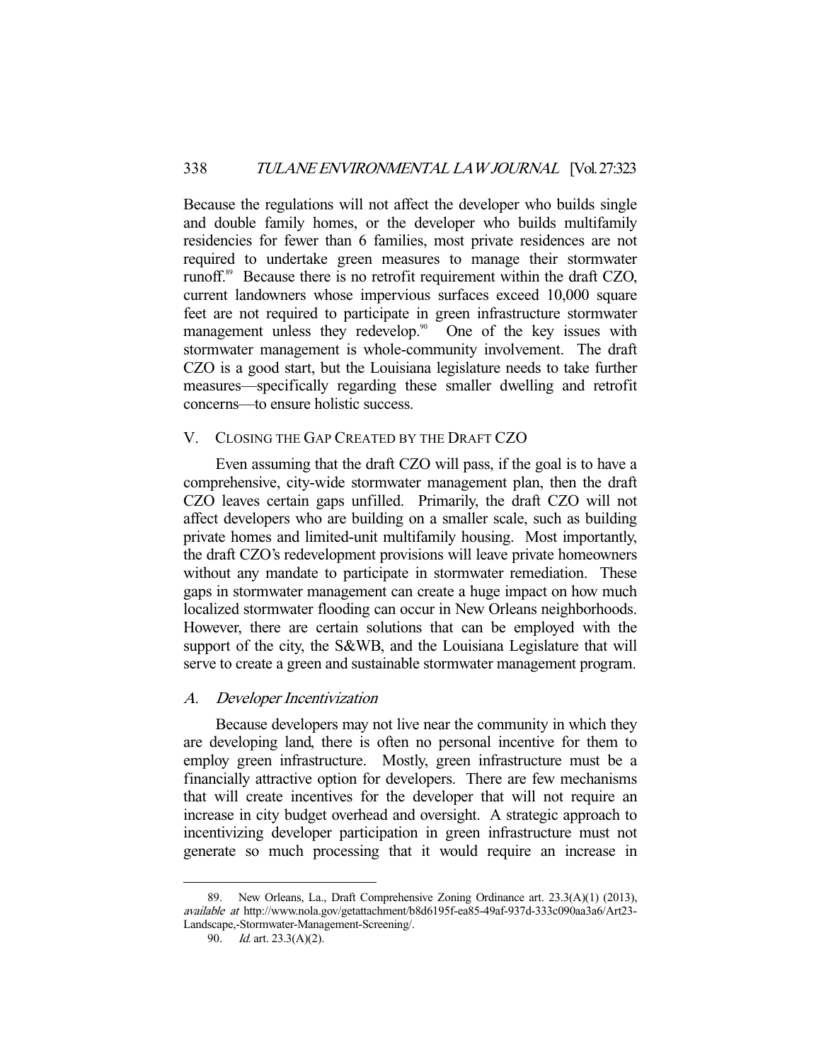Because the regulations will not affect the developer who builds single and double family homes, or the developer who builds multifamily residencies for fewer than 6 families, most private residences are not required to undertake green measures to manage their stormwater runoff.[89] Because there is no retrofit requirement within the draft CZO, current landowners whose impervious surfaces exceed 10,000 square feet are not required to participate in green infrastructure stormwater management unless they redevelop.[90] One of the key issues with stormwater management is whole-community involvement. The draft CZO is a good start, but the Louisiana legislature needs to take further measures—specifically regarding these smaller dwelling and retrofit concerns—to ensure holistic success.

## V. Closing the Gap Created by the Draft CZO

Even assuming that the draft CZO will pass, if the goal is to have a comprehensive, city-wide stormwater management plan, then the draft CZO leaves certain gaps unfilled. Primarily, the draft CZO will not affect developers who are building on a smaller scale, such as building private homes and limited-unit multifamily housing. Most importantly, the draft CZO's redevelopment provisions will leave private homeowners without any mandate to participate in stormwater remediation. These gaps in stormwater management can create a huge impact on how much localized stormwater flooding can occur in New Orleans neighborhoods. However, there are certain solutions that can be employed with the support of the city, the S&WB, and the Louisiana Legislature that will serve to create a green and sustainable stormwater management program.

### A. *Developer Incentivization*

Because developers may not live near the community in which they are developing land, there is often no personal incentive for them to employ green infrastructure. Mostly, green infrastructure must be a financially attractive option for developers. There are few mechanisms that will create incentives for the developer that will not require an increase in city budget overhead and oversight. A strategic approach to incentivizing developer participation in green infrastructure must not generate so much processing that it would require an increase in

---

89. New Orleans, La., Draft Comprehensive Zoning Ordinance art. 23.3(A)(1) (2013), *available at* http://www.nola.gov/getattachment/b8d6195f-ea85-49af-937d-333c090aa3a6/Art23-Landscape,-Stormwater-Management-Screening/.

90. *Id.* art. 23.3(A)(2).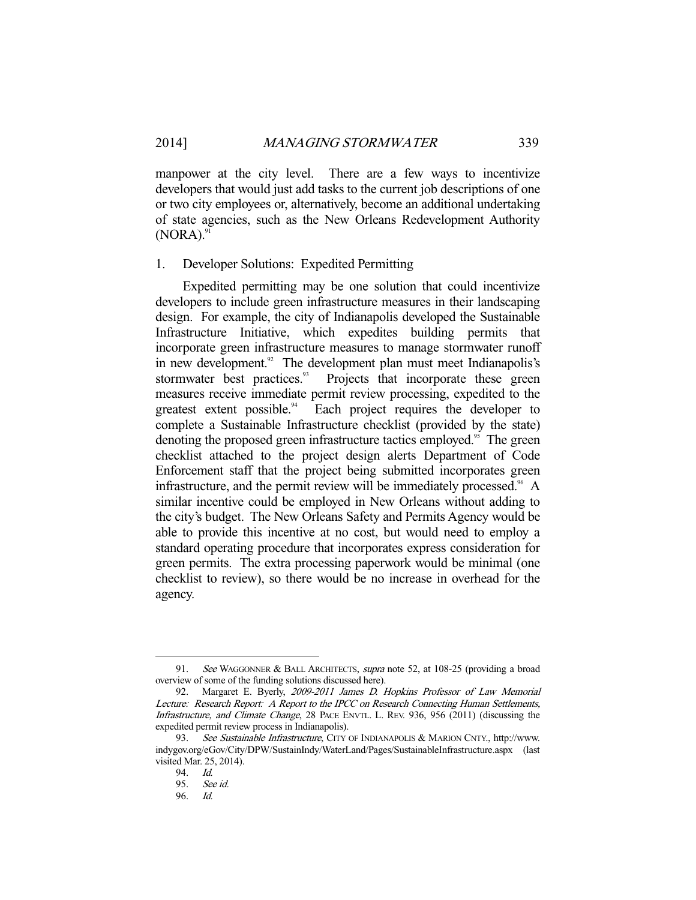manpower at the city level. There are a few ways to incentivize developers that would just add tasks to the current job descriptions of one or two city employees or, alternatively, become an additional undertaking of state agencies, such as the New Orleans Redevelopment Authority (NORA).[91]

### 1. Developer Solutions: Expedited Permitting

Expedited permitting may be one solution that could incentivize developers to include green infrastructure measures in their landscaping design. For example, the city of Indianapolis developed the Sustainable Infrastructure Initiative, which expedites building permits that incorporate green infrastructure measures to manage stormwater runoff in new development.[92] The development plan must meet Indianapolis's stormwater best practices.[93] Projects that incorporate these green measures receive immediate permit review processing, expedited to the greatest extent possible.[94] Each project requires the developer to complete a Sustainable Infrastructure checklist (provided by the state) denoting the proposed green infrastructure tactics employed.[95] The green checklist attached to the project design alerts Department of Code Enforcement staff that the project being submitted incorporates green infrastructure, and the permit review will be immediately processed.[96] A similar incentive could be employed in New Orleans without adding to the city's budget. The New Orleans Safety and Permits Agency would be able to provide this incentive at no cost, but would need to employ a standard operating procedure that incorporates express consideration for green permits. The extra processing paperwork would be minimal (one checklist to review), so there would be no increase in overhead for the agency.

---

91. *See* WAGGONNER & BALL ARCHITECTS, *supra* note 52, at 108-25 (providing a broad overview of some of the funding solutions discussed here).

92. Margaret E. Byerly, *2009-2011 James D. Hopkins Professor of Law Memorial Lecture: Research Report: A Report to the IPCC on Research Connecting Human Settlements, Infrastructure, and Climate Change*, 28 PACE ENVTL. L. REV. 936, 956 (2011) (discussing the expedited permit review process in Indianapolis).

93. *See Sustainable Infrastructure*, CITY OF INDIANAPOLIS & MARION CNTY., http://www.indygov.org/eGov/City/DPW/SustainIndy/WaterLand/Pages/SustainableInfrastructure.aspx (last visited Mar. 25, 2014).

94. *Id.*

95. *See id.*

96. *Id.*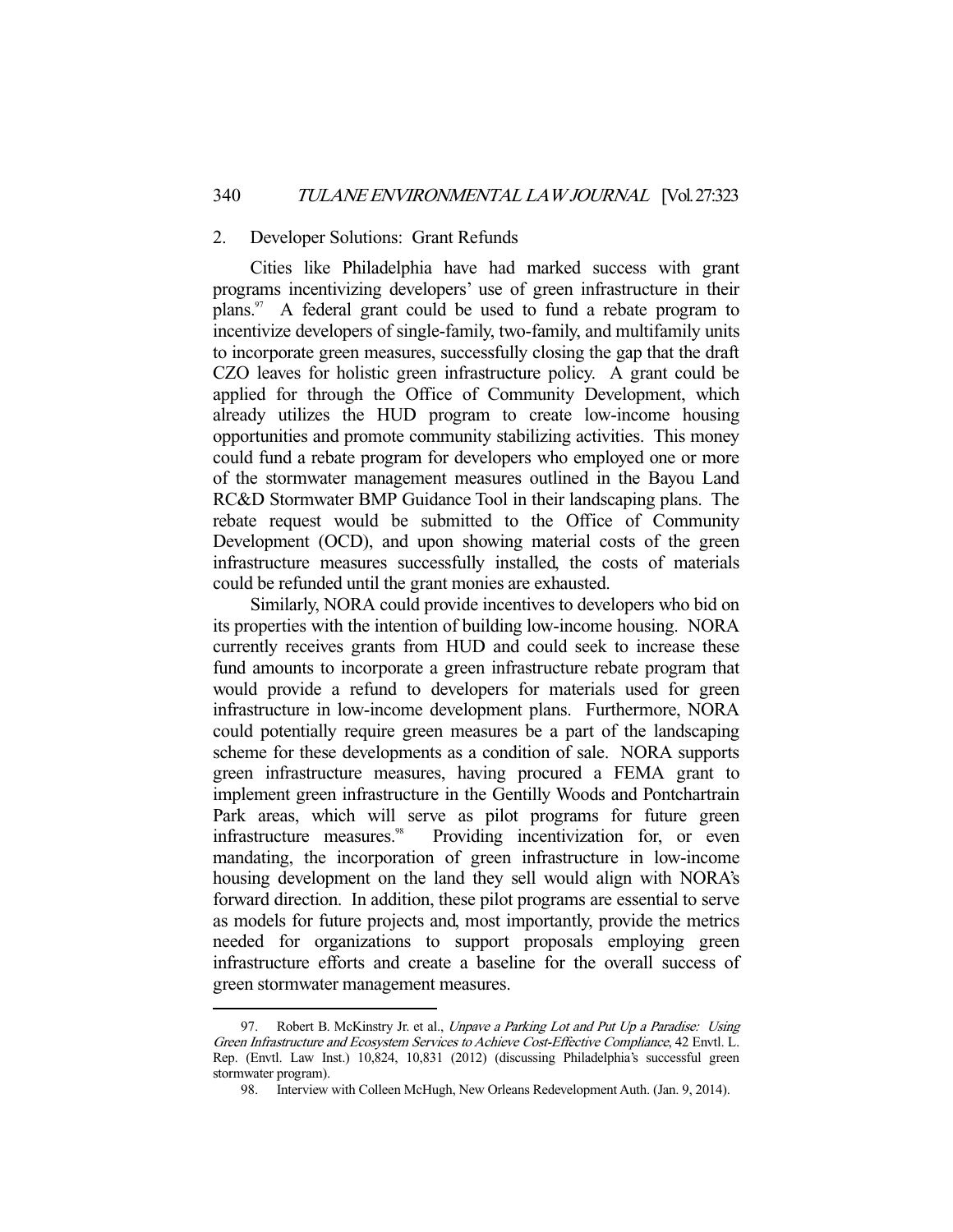### 2. Developer Solutions: Grant Refunds

Cities like Philadelphia have had marked success with grant programs incentivizing developers' use of green infrastructure in their plans.[97] A federal grant could be used to fund a rebate program to incentivize developers of single-family, two-family, and multifamily units to incorporate green measures, successfully closing the gap that the draft CZO leaves for holistic green infrastructure policy. A grant could be applied for through the Office of Community Development, which already utilizes the HUD program to create low-income housing opportunities and promote community stabilizing activities. This money could fund a rebate program for developers who employed one or more of the stormwater management measures outlined in the Bayou Land RC&D Stormwater BMP Guidance Tool in their landscaping plans. The rebate request would be submitted to the Office of Community Development (OCD), and upon showing material costs of the green infrastructure measures successfully installed, the costs of materials could be refunded until the grant monies are exhausted.

Similarly, NORA could provide incentives to developers who bid on its properties with the intention of building low-income housing. NORA currently receives grants from HUD and could seek to increase these fund amounts to incorporate a green infrastructure rebate program that would provide a refund to developers for materials used for green infrastructure in low-income development plans. Furthermore, NORA could potentially require green measures be a part of the landscaping scheme for these developments as a condition of sale. NORA supports green infrastructure measures, having procured a FEMA grant to implement green infrastructure in the Gentilly Woods and Pontchartrain Park areas, which will serve as pilot programs for future green infrastructure measures.[98] Providing incentivization for, or even mandating, the incorporation of green infrastructure in low-income housing development on the land they sell would align with NORA's forward direction. In addition, these pilot programs are essential to serve as models for future projects and, most importantly, provide the metrics needed for organizations to support proposals employing green infrastructure efforts and create a baseline for the overall success of green stormwater management measures.

---

97. Robert B. McKinstry Jr. et al., *Unpave a Parking Lot and Put Up a Paradise: Using Green Infrastructure and Ecosystem Services to Achieve Cost-Effective Compliance*, 42 Envtl. L. Rep. (Envtl. Law Inst.) 10,824, 10,831 (2012) (discussing Philadelphia's successful green stormwater program).

98. Interview with Colleen McHugh, New Orleans Redevelopment Auth. (Jan. 9, 2014).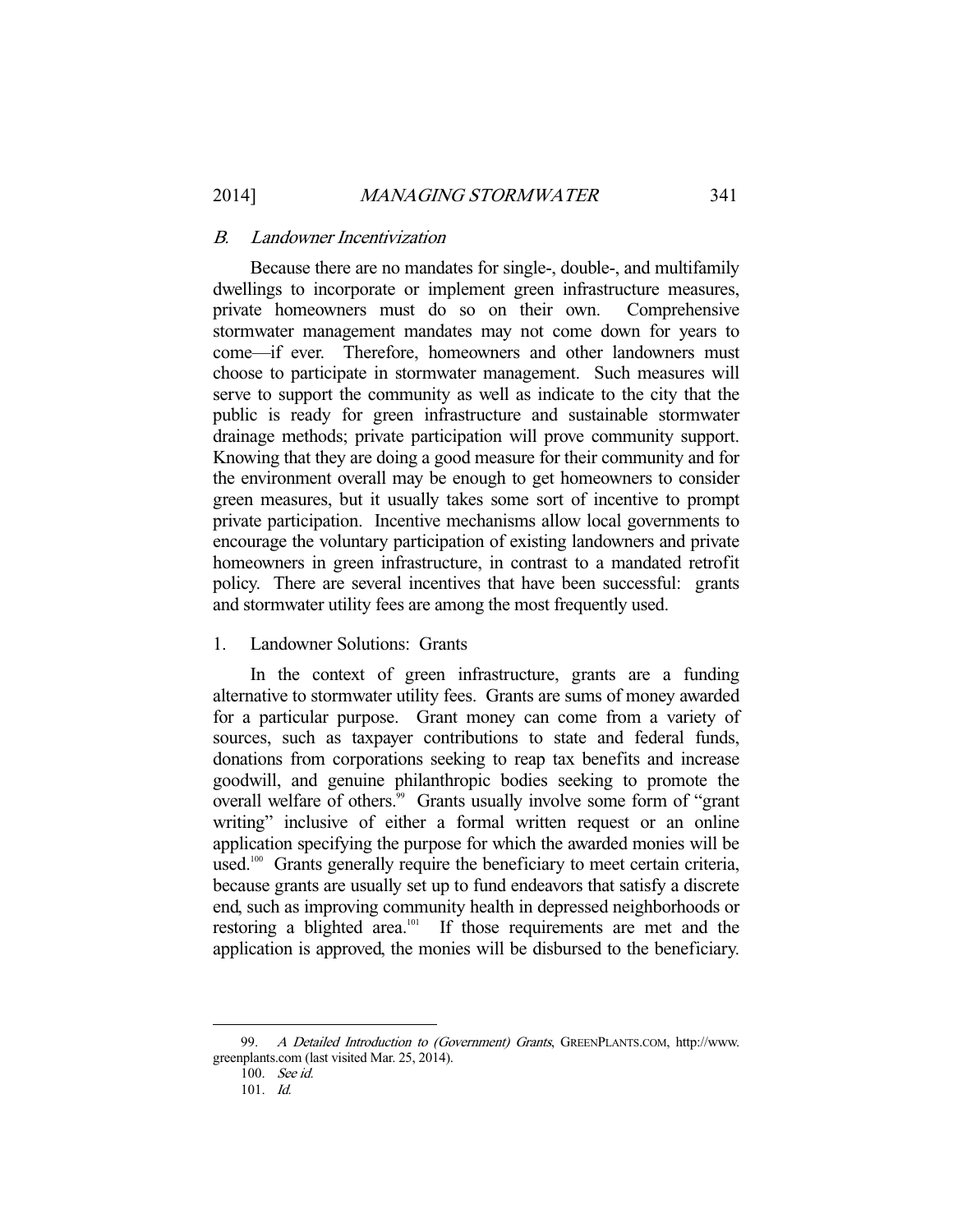### *B. Landowner Incentivization*

Because there are no mandates for single-, double-, and multifamily dwellings to incorporate or implement green infrastructure measures, private homeowners must do so on their own. Comprehensive stormwater management mandates may not come down for years to come—if ever. Therefore, homeowners and other landowners must choose to participate in stormwater management. Such measures will serve to support the community as well as indicate to the city that the public is ready for green infrastructure and sustainable stormwater drainage methods; private participation will prove community support. Knowing that they are doing a good measure for their community and for the environment overall may be enough to get homeowners to consider green measures, but it usually takes some sort of incentive to prompt private participation. Incentive mechanisms allow local governments to encourage the voluntary participation of existing landowners and private homeowners in green infrastructure, in contrast to a mandated retrofit policy. There are several incentives that have been successful: grants and stormwater utility fees are among the most frequently used.

#### 1. Landowner Solutions: Grants

In the context of green infrastructure, grants are a funding alternative to stormwater utility fees. Grants are sums of money awarded for a particular purpose. Grant money can come from a variety of sources, such as taxpayer contributions to state and federal funds, donations from corporations seeking to reap tax benefits and increase goodwill, and genuine philanthropic bodies seeking to promote the overall welfare of others.[99] Grants usually involve some form of "grant writing" inclusive of either a formal written request or an online application specifying the purpose for which the awarded monies will be used.[100] Grants generally require the beneficiary to meet certain criteria, because grants are usually set up to fund endeavors that satisfy a discrete end, such as improving community health in depressed neighborhoods or restoring a blighted area.[101] If those requirements are met and the application is approved, the monies will be disbursed to the beneficiary.

---

99. *A Detailed Introduction to (Government) Grants*, GREENPLANTS.COM, http://www.greenplants.com (last visited Mar. 25, 2014).

100. *See id.*

101. *Id.*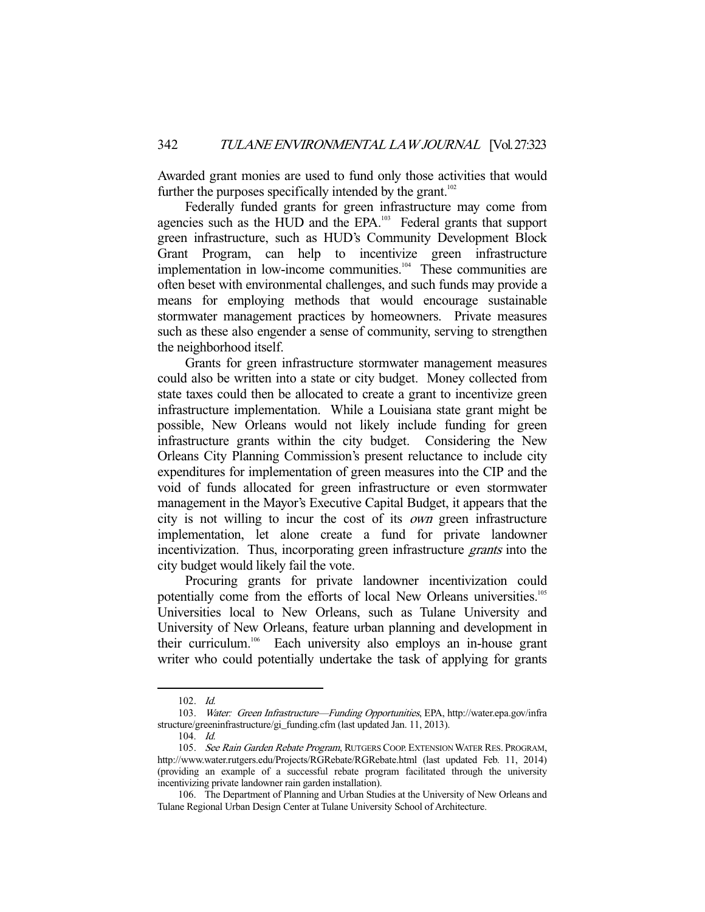Awarded grant monies are used to fund only those activities that would further the purposes specifically intended by the grant.[102]

Federally funded grants for green infrastructure may come from agencies such as the HUD and the EPA.[103] Federal grants that support green infrastructure, such as HUD's Community Development Block Grant Program, can help to incentivize green infrastructure implementation in low-income communities.[104] These communities are often beset with environmental challenges, and such funds may provide a means for employing methods that would encourage sustainable stormwater management practices by homeowners. Private measures such as these also engender a sense of community, serving to strengthen the neighborhood itself.

Grants for green infrastructure stormwater management measures could also be written into a state or city budget. Money collected from state taxes could then be allocated to create a grant to incentivize green infrastructure implementation. While a Louisiana state grant might be possible, New Orleans would not likely include funding for green infrastructure grants within the city budget. Considering the New Orleans City Planning Commission's present reluctance to include city expenditures for implementation of green measures into the CIP and the void of funds allocated for green infrastructure or even stormwater management in the Mayor's Executive Capital Budget, it appears that the city is not willing to incur the cost of its *own* green infrastructure implementation, let alone create a fund for private landowner incentivization. Thus, incorporating green infrastructure *grants* into the city budget would likely fail the vote.

Procuring grants for private landowner incentivization could potentially come from the efforts of local New Orleans universities.[105] Universities local to New Orleans, such as Tulane University and University of New Orleans, feature urban planning and development in their curriculum.[106] Each university also employs an in-house grant writer who could potentially undertake the task of applying for grants

---

102. *Id.*

103. *Water: Green Infrastructure—Funding Opportunities*, EPA, http://water.epa.gov/infrastructure/greeninfrastructure/gi_funding.cfm (last updated Jan. 11, 2013).

104. *Id.*

105. *See Rain Garden Rebate Program*, RUTGERS COOP. EXTENSION WATER RES. PROGRAM, http://www.water.rutgers.edu/Projects/RGRebate/RGRebate.html (last updated Feb. 11, 2014) (providing an example of a successful rebate program facilitated through the university incentivizing private landowner rain garden installation).

106. The Department of Planning and Urban Studies at the University of New Orleans and Tulane Regional Urban Design Center at Tulane University School of Architecture.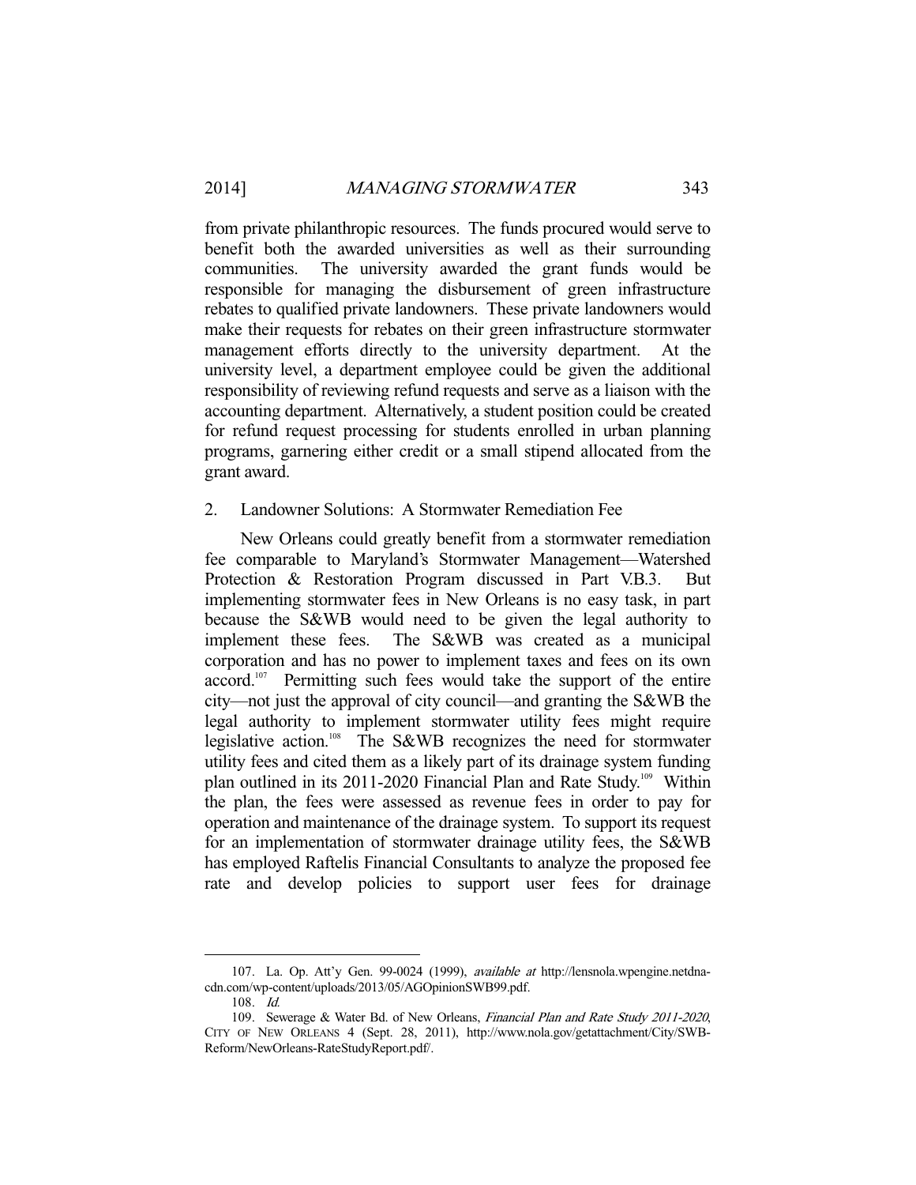from private philanthropic resources. The funds procured would serve to benefit both the awarded universities as well as their surrounding communities. The university awarded the grant funds would be responsible for managing the disbursement of green infrastructure rebates to qualified private landowners. These private landowners would make their requests for rebates on their green infrastructure stormwater management efforts directly to the university department. At the university level, a department employee could be given the additional responsibility of reviewing refund requests and serve as a liaison with the accounting department. Alternatively, a student position could be created for refund request processing for students enrolled in urban planning programs, garnering either credit or a small stipend allocated from the grant award.

### 2. Landowner Solutions: A Stormwater Remediation Fee

New Orleans could greatly benefit from a stormwater remediation fee comparable to Maryland's Stormwater Management—Watershed Protection & Restoration Program discussed in Part V.B.3. But implementing stormwater fees in New Orleans is no easy task, in part because the S&WB would need to be given the legal authority to implement these fees. The S&WB was created as a municipal corporation and has no power to implement taxes and fees on its own accord.[107] Permitting such fees would take the support of the entire city—not just the approval of city council—and granting the S&WB the legal authority to implement stormwater utility fees might require legislative action.[108] The S&WB recognizes the need for stormwater utility fees and cited them as a likely part of its drainage system funding plan outlined in its 2011-2020 Financial Plan and Rate Study.[109] Within the plan, the fees were assessed as revenue fees in order to pay for operation and maintenance of the drainage system. To support its request for an implementation of stormwater drainage utility fees, the S&WB has employed Raftelis Financial Consultants to analyze the proposed fee rate and develop policies to support user fees for drainage

---

107. La. Op. Att'y Gen. 99-0024 (1999), *available at* http://lensnola.wpengine.netdna-cdn.com/wp-content/uploads/2013/05/AGOpinionSWB99.pdf.

108. *Id.*

109. Sewerage & Water Bd. of New Orleans, *Financial Plan and Rate Study 2011-2020*, CITY OF NEW ORLEANS 4 (Sept. 28, 2011), http://www.nola.gov/getattachment/City/SWB-Reform/NewOrleans-RateStudyReport.pdf/.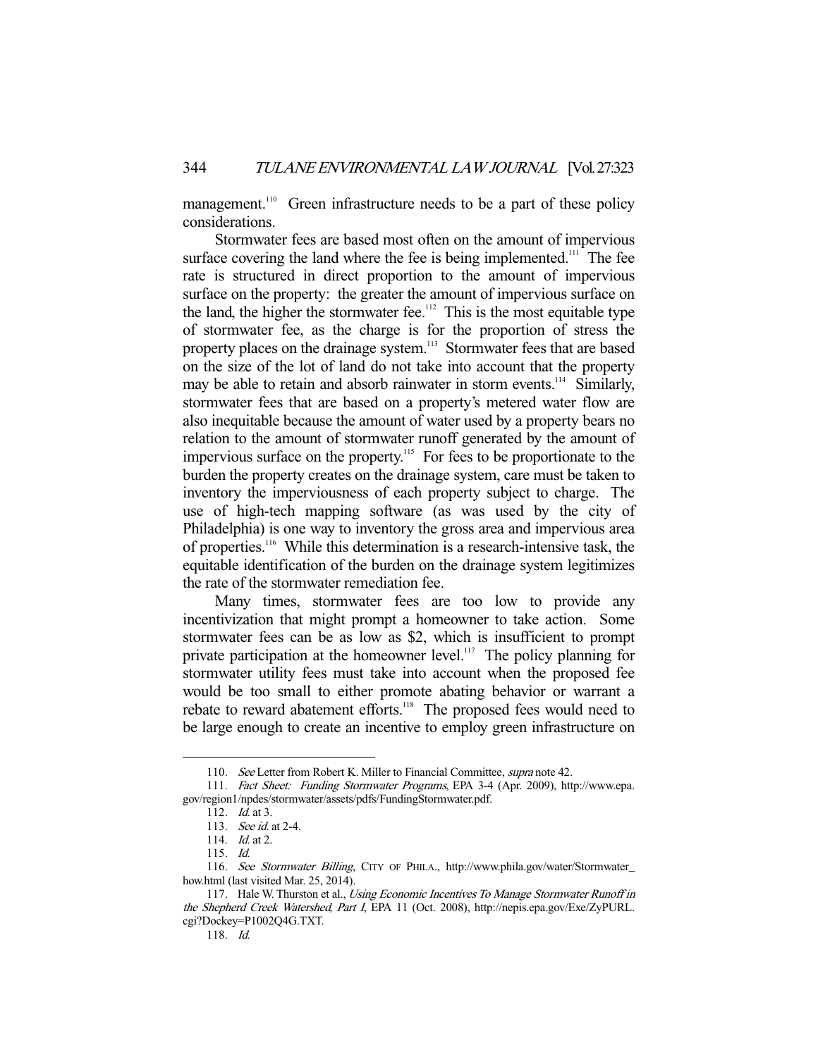management.[110] Green infrastructure needs to be a part of these policy considerations.

Stormwater fees are based most often on the amount of impervious surface covering the land where the fee is being implemented.[111] The fee rate is structured in direct proportion to the amount of impervious surface on the property: the greater the amount of impervious surface on the land, the higher the stormwater fee.[112] This is the most equitable type of stormwater fee, as the charge is for the proportion of stress the property places on the drainage system.[113] Stormwater fees that are based on the size of the lot of land do not take into account that the property may be able to retain and absorb rainwater in storm events.[114] Similarly, stormwater fees that are based on a property's metered water flow are also inequitable because the amount of water used by a property bears no relation to the amount of stormwater runoff generated by the amount of impervious surface on the property.[115] For fees to be proportionate to the burden the property creates on the drainage system, care must be taken to inventory the imperviousness of each property subject to charge. The use of high-tech mapping software (as was used by the city of Philadelphia) is one way to inventory the gross area and impervious area of properties.[116] While this determination is a research-intensive task, the equitable identification of the burden on the drainage system legitimizes the rate of the stormwater remediation fee.

Many times, stormwater fees are too low to provide any incentivization that might prompt a homeowner to take action. Some stormwater fees can be as low as $2, which is insufficient to prompt private participation at the homeowner level.[117] The policy planning for stormwater utility fees must take into account when the proposed fee would be too small to either promote abating behavior or warrant a rebate to reward abatement efforts.[118] The proposed fees would need to be large enough to create an incentive to employ green infrastructure on

---

110. *See* Letter from Robert K. Miller to Financial Committee, *supra* note 42.

111. *Fact Sheet: Funding Stormwater Programs*, EPA 3-4 (Apr. 2009), http://www.epa.gov/region1/npdes/stormwater/assets/pdfs/FundingStormwater.pdf.

112. *Id.* at 3.

113. *See id.* at 2-4.

114. *Id.* at 2.

115. *Id.*

116. *See Stormwater Billing*, CITY OF PHILA., http://www.phila.gov/water/Stormwater_how.html (last visited Mar. 25, 2014).

117. Hale W. Thurston et al., *Using Economic Incentives To Manage Stormwater Runoff in the Shepherd Creek Watershed, Part I*, EPA 11 (Oct. 2008), http://nepis.epa.gov/Exe/ZyPURL.cgi?Dockey=P1002Q4G.TXT.

118. *Id.*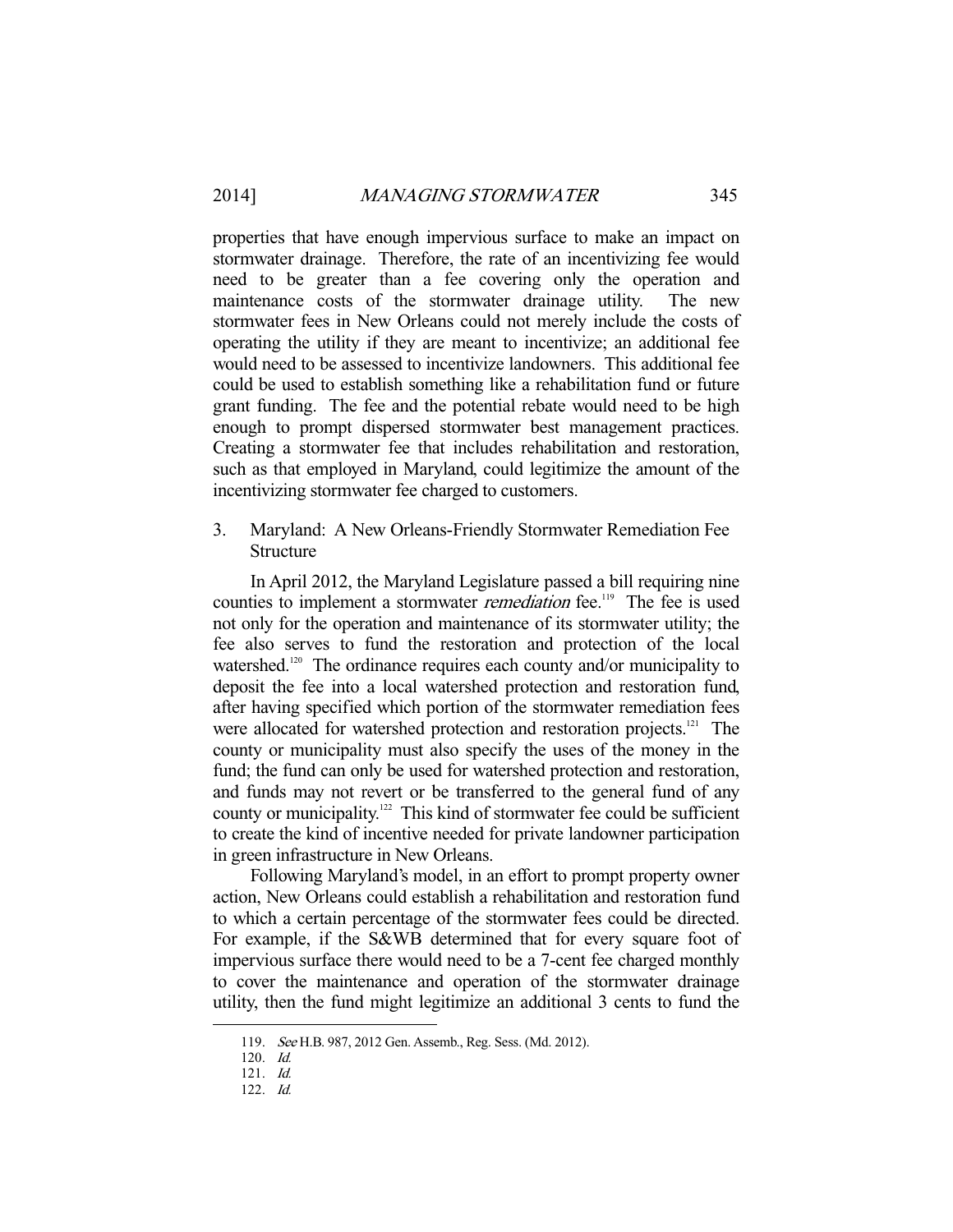properties that have enough impervious surface to make an impact on stormwater drainage. Therefore, the rate of an incentivizing fee would need to be greater than a fee covering only the operation and maintenance costs of the stormwater drainage utility. The new stormwater fees in New Orleans could not merely include the costs of operating the utility if they are meant to incentivize; an additional fee would need to be assessed to incentivize landowners. This additional fee could be used to establish something like a rehabilitation fund or future grant funding. The fee and the potential rebate would need to be high enough to prompt dispersed stormwater best management practices. Creating a stormwater fee that includes rehabilitation and restoration, such as that employed in Maryland, could legitimize the amount of the incentivizing stormwater fee charged to customers.

### 3. Maryland: A New Orleans-Friendly Stormwater Remediation Fee Structure

In April 2012, the Maryland Legislature passed a bill requiring nine counties to implement a stormwater *remediation* fee.[119] The fee is used not only for the operation and maintenance of its stormwater utility; the fee also serves to fund the restoration and protection of the local watershed.[120] The ordinance requires each county and/or municipality to deposit the fee into a local watershed protection and restoration fund, after having specified which portion of the stormwater remediation fees were allocated for watershed protection and restoration projects.[121] The county or municipality must also specify the uses of the money in the fund; the fund can only be used for watershed protection and restoration, and funds may not revert or be transferred to the general fund of any county or municipality.[122] This kind of stormwater fee could be sufficient to create the kind of incentive needed for private landowner participation in green infrastructure in New Orleans.

Following Maryland's model, in an effort to prompt property owner action, New Orleans could establish a rehabilitation and restoration fund to which a certain percentage of the stormwater fees could be directed. For example, if the S&WB determined that for every square foot of impervious surface there would need to be a 7-cent fee charged monthly to cover the maintenance and operation of the stormwater drainage utility, then the fund might legitimize an additional 3 cents to fund the

---

119. *See* H.B. 987, 2012 Gen. Assemb., Reg. Sess. (Md. 2012).

120. *Id.*

121. *Id.*

122. *Id.*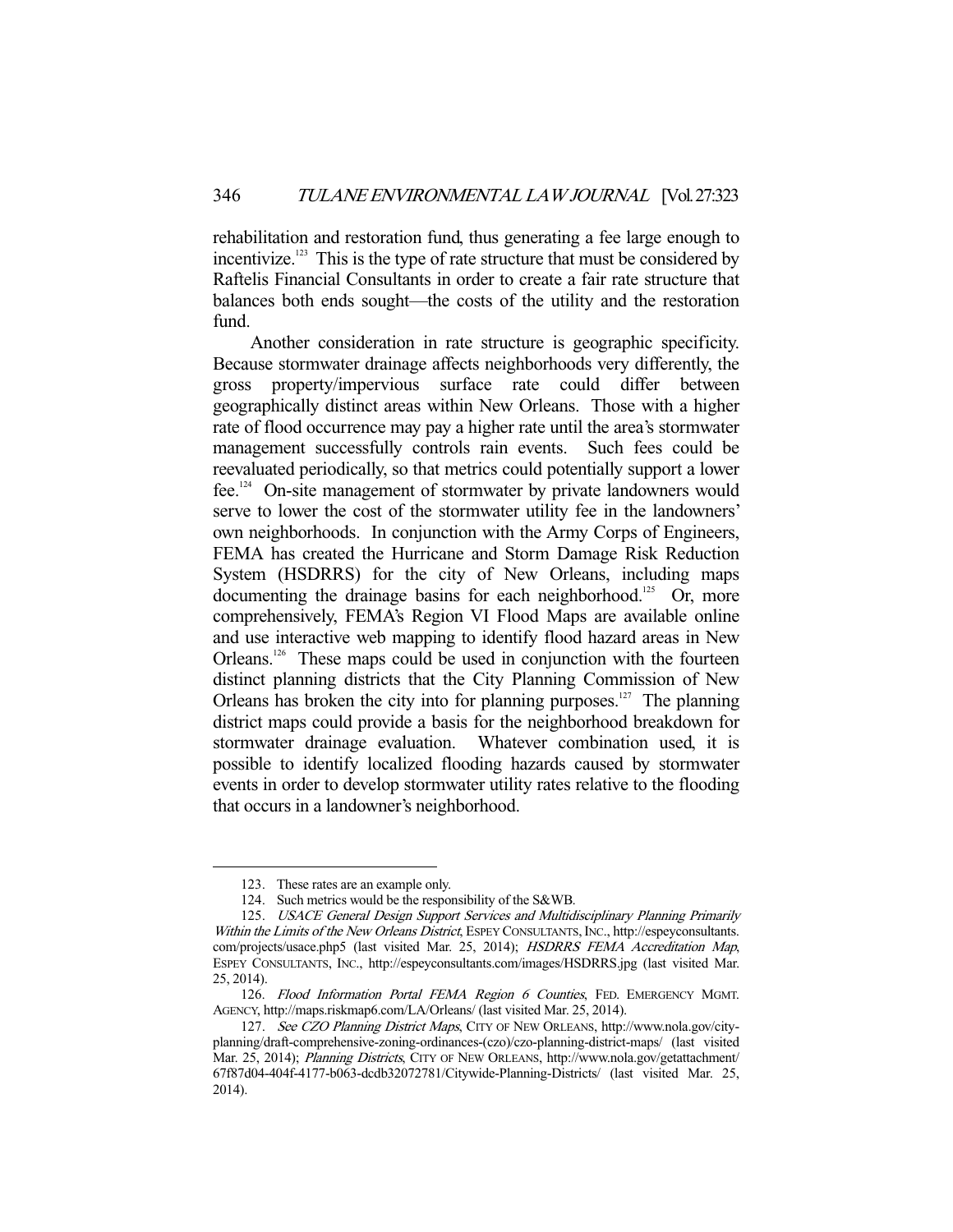rehabilitation and restoration fund, thus generating a fee large enough to incentivize.[123] This is the type of rate structure that must be considered by Raftelis Financial Consultants in order to create a fair rate structure that balances both ends sought—the costs of the utility and the restoration fund.

Another consideration in rate structure is geographic specificity. Because stormwater drainage affects neighborhoods very differently, the gross property/impervious surface rate could differ between geographically distinct areas within New Orleans. Those with a higher rate of flood occurrence may pay a higher rate until the area's stormwater management successfully controls rain events. Such fees could be reevaluated periodically, so that metrics could potentially support a lower fee.[124] On-site management of stormwater by private landowners would serve to lower the cost of the stormwater utility fee in the landowners' own neighborhoods. In conjunction with the Army Corps of Engineers, FEMA has created the Hurricane and Storm Damage Risk Reduction System (HSDRRS) for the city of New Orleans, including maps documenting the drainage basins for each neighborhood.[125] Or, more comprehensively, FEMA's Region VI Flood Maps are available online and use interactive web mapping to identify flood hazard areas in New Orleans.[126] These maps could be used in conjunction with the fourteen distinct planning districts that the City Planning Commission of New Orleans has broken the city into for planning purposes.[127] The planning district maps could provide a basis for the neighborhood breakdown for stormwater drainage evaluation. Whatever combination used, it is possible to identify localized flooding hazards caused by stormwater events in order to develop stormwater utility rates relative to the flooding that occurs in a landowner's neighborhood.

---

123. These rates are an example only.

124. Such metrics would be the responsibility of the S&WB.

125. *USACE General Design Support Services and Multidisciplinary Planning Primarily Within the Limits of the New Orleans District*, ESPEY CONSULTANTS, INC., http://espeyconsultants.com/projects/usace.php5 (last visited Mar. 25, 2014); *HSDRRS FEMA Accreditation Map*, ESPEY CONSULTANTS, INC., http://espeyconsultants.com/images/HSDRRS.jpg (last visited Mar. 25, 2014).

126. *Flood Information Portal FEMA Region 6 Counties*, FED. EMERGENCY MGMT. AGENCY, http://maps.riskmap6.com/LA/Orleans/ (last visited Mar. 25, 2014).

127. *See CZO Planning District Maps*, CITY OF NEW ORLEANS, http://www.nola.gov/city-planning/draft-comprehensive-zoning-ordinances-(czo)/czo-planning-district-maps/ (last visited Mar. 25, 2014); *Planning Districts*, CITY OF NEW ORLEANS, http://www.nola.gov/getattachment/67f87d04-404f-4177-b063-dcdb32072781/Citywide-Planning-Districts/ (last visited Mar. 25, 2014).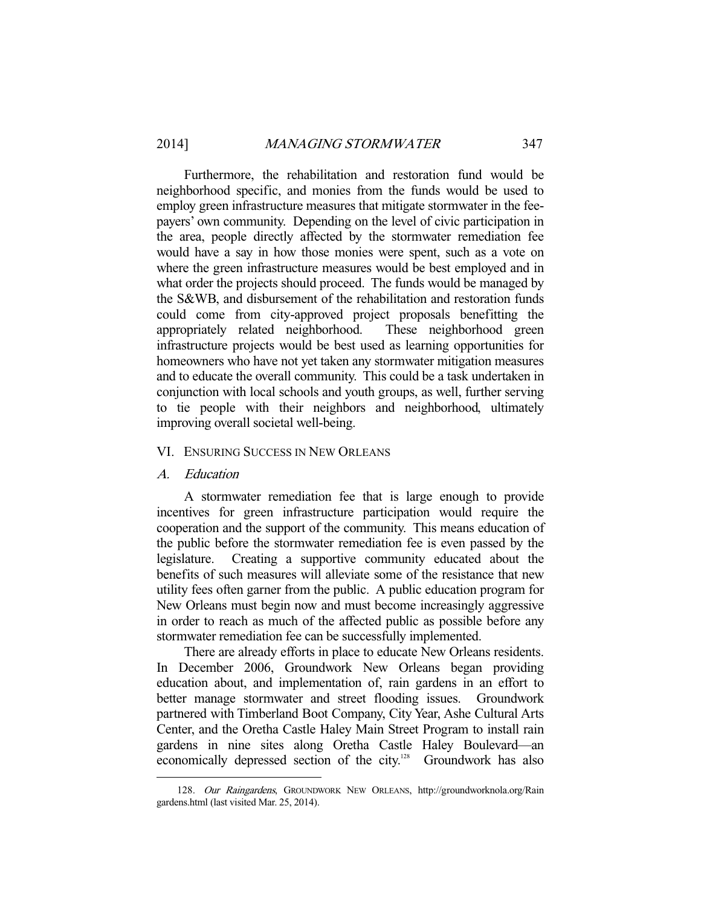Furthermore, the rehabilitation and restoration fund would be neighborhood specific, and monies from the funds would be used to employ green infrastructure measures that mitigate stormwater in the fee-payers' own community. Depending on the level of civic participation in the area, people directly affected by the stormwater remediation fee would have a say in how those monies were spent, such as a vote on where the green infrastructure measures would be best employed and in what order the projects should proceed. The funds would be managed by the S&WB, and disbursement of the rehabilitation and restoration funds could come from city-approved project proposals benefitting the appropriately related neighborhood. These neighborhood green infrastructure projects would be best used as learning opportunities for homeowners who have not yet taken any stormwater mitigation measures and to educate the overall community. This could be a task undertaken in conjunction with local schools and youth groups, as well, further serving to tie people with their neighbors and neighborhood, ultimately improving overall societal well-being.

## VI. Ensuring Success in New Orleans

### A. *Education*

A stormwater remediation fee that is large enough to provide incentives for green infrastructure participation would require the cooperation and the support of the community. This means education of the public before the stormwater remediation fee is even passed by the legislature. Creating a supportive community educated about the benefits of such measures will alleviate some of the resistance that new utility fees often garner from the public. A public education program for New Orleans must begin now and must become increasingly aggressive in order to reach as much of the affected public as possible before any stormwater remediation fee can be successfully implemented.

There are already efforts in place to educate New Orleans residents. In December 2006, Groundwork New Orleans began providing education about, and implementation of, rain gardens in an effort to better manage stormwater and street flooding issues. Groundwork partnered with Timberland Boot Company, City Year, Ashe Cultural Arts Center, and the Oretha Castle Haley Main Street Program to install rain gardens in nine sites along Oretha Castle Haley Boulevard—an economically depressed section of the city.[128] Groundwork has also

128. *Our Raingardens*, Groundwork New Orleans, http://groundworknola.org/Raingardens.html (last visited Mar. 25, 2014).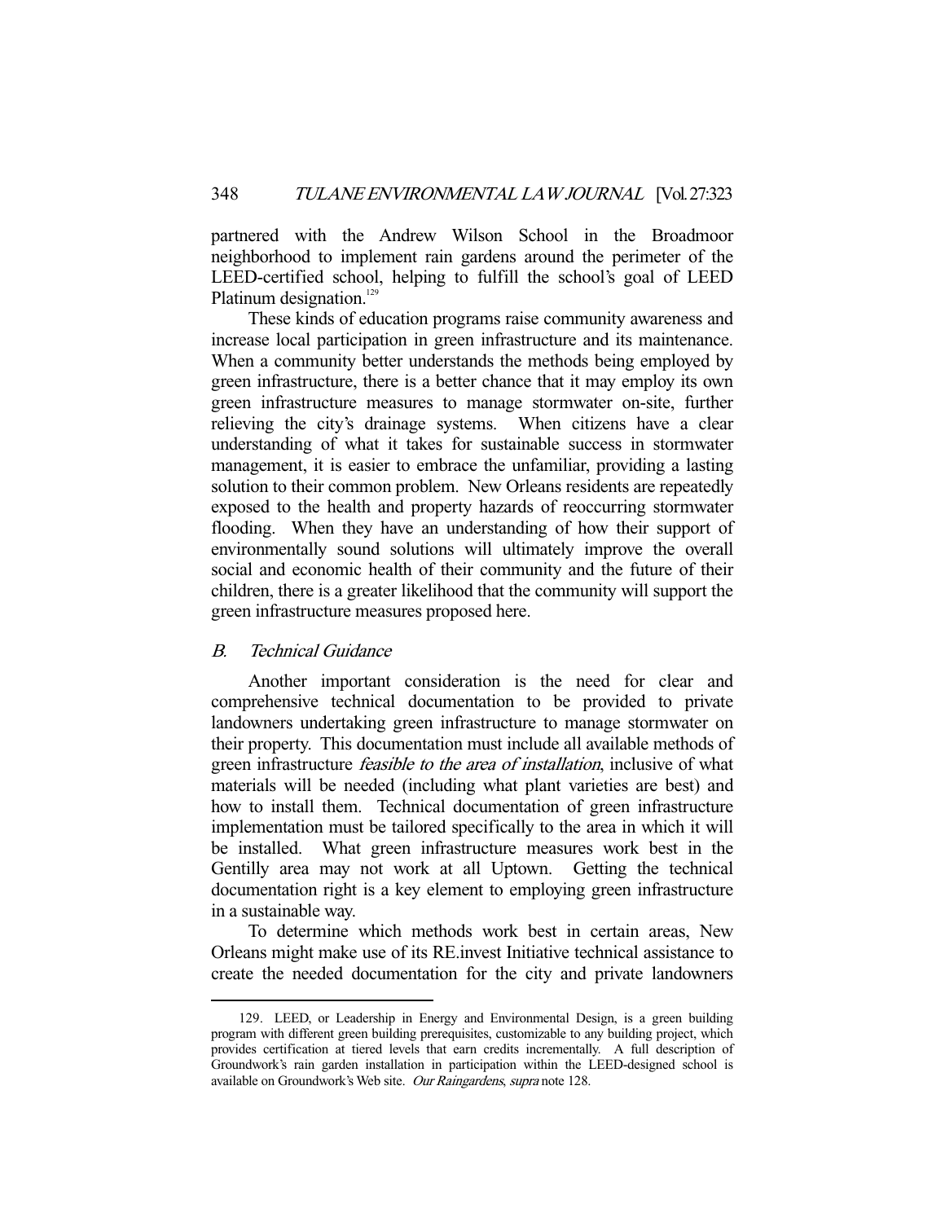partnered with the Andrew Wilson School in the Broadmoor neighborhood to implement rain gardens around the perimeter of the LEED-certified school, helping to fulfill the school's goal of LEED Platinum designation.[129]

These kinds of education programs raise community awareness and increase local participation in green infrastructure and its maintenance. When a community better understands the methods being employed by green infrastructure, there is a better chance that it may employ its own green infrastructure measures to manage stormwater on-site, further relieving the city's drainage systems. When citizens have a clear understanding of what it takes for sustainable success in stormwater management, it is easier to embrace the unfamiliar, providing a lasting solution to their common problem. New Orleans residents are repeatedly exposed to the health and property hazards of reoccurring stormwater flooding. When they have an understanding of how their support of environmentally sound solutions will ultimately improve the overall social and economic health of their community and the future of their children, there is a greater likelihood that the community will support the green infrastructure measures proposed here.

### *B. Technical Guidance*

Another important consideration is the need for clear and comprehensive technical documentation to be provided to private landowners undertaking green infrastructure to manage stormwater on their property. This documentation must include all available methods of green infrastructure *feasible to the area of installation*, inclusive of what materials will be needed (including what plant varieties are best) and how to install them. Technical documentation of green infrastructure implementation must be tailored specifically to the area in which it will be installed. What green infrastructure measures work best in the Gentilly area may not work at all Uptown. Getting the technical documentation right is a key element to employing green infrastructure in a sustainable way.

To determine which methods work best in certain areas, New Orleans might make use of its RE.invest Initiative technical assistance to create the needed documentation for the city and private landowners

---

129. LEED, or Leadership in Energy and Environmental Design, is a green building program with different green building prerequisites, customizable to any building project, which provides certification at tiered levels that earn credits incrementally. A full description of Groundwork's rain garden installation in participation within the LEED-designed school is available on Groundwork's Web site. *Our Raingardens*, *supra* note 128.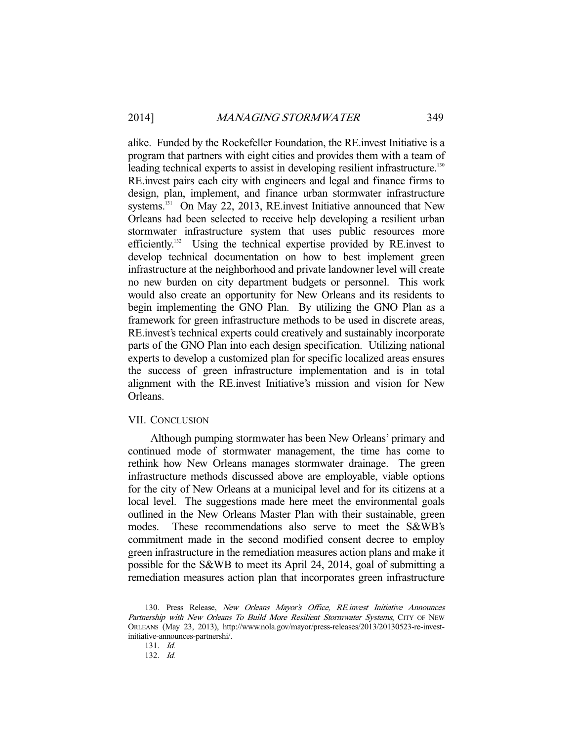alike. Funded by the Rockefeller Foundation, the RE.invest Initiative is a program that partners with eight cities and provides them with a team of leading technical experts to assist in developing resilient infrastructure.[130] RE.invest pairs each city with engineers and legal and finance firms to design, plan, implement, and finance urban stormwater infrastructure systems.[131] On May 22, 2013, RE.invest Initiative announced that New Orleans had been selected to receive help developing a resilient urban stormwater infrastructure system that uses public resources more efficiently.[132] Using the technical expertise provided by RE.invest to develop technical documentation on how to best implement green infrastructure at the neighborhood and private landowner level will create no new burden on city department budgets or personnel. This work would also create an opportunity for New Orleans and its residents to begin implementing the GNO Plan. By utilizing the GNO Plan as a framework for green infrastructure methods to be used in discrete areas, RE.invest's technical experts could creatively and sustainably incorporate parts of the GNO Plan into each design specification. Utilizing national experts to develop a customized plan for specific localized areas ensures the success of green infrastructure implementation and is in total alignment with the RE.invest Initiative's mission and vision for New Orleans.

## VII. Conclusion

Although pumping stormwater has been New Orleans' primary and continued mode of stormwater management, the time has come to rethink how New Orleans manages stormwater drainage. The green infrastructure methods discussed above are employable, viable options for the city of New Orleans at a municipal level and for its citizens at a local level. The suggestions made here meet the environmental goals outlined in the New Orleans Master Plan with their sustainable, green modes. These recommendations also serve to meet the S&WB's commitment made in the second modified consent decree to employ green infrastructure in the remediation measures action plans and make it possible for the S&WB to meet its April 24, 2014, goal of submitting a remediation measures action plan that incorporates green infrastructure

---

130. Press Release, *New Orleans Mayor's Office, RE.invest Initiative Announces Partnership with New Orleans To Build More Resilient Stormwater Systems*, City of New Orleans (May 23, 2013), http://www.nola.gov/mayor/press-releases/2013/20130523-re-invest-initiative-announces-partnershi/.

131. *Id.*

132. *Id.*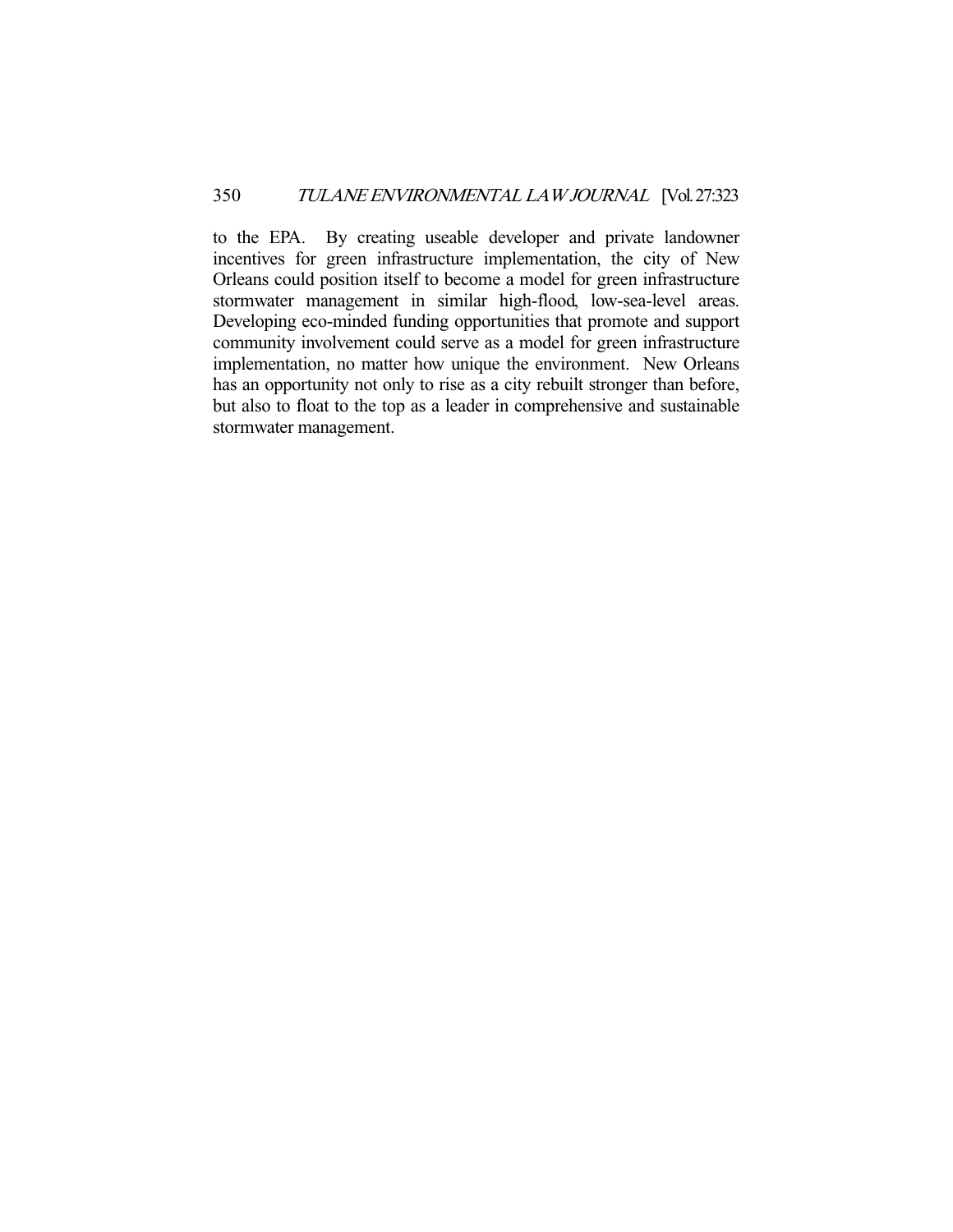to the EPA. By creating useable developer and private landowner incentives for green infrastructure implementation, the city of New Orleans could position itself to become a model for green infrastructure stormwater management in similar high-flood, low-sea-level areas. Developing eco-minded funding opportunities that promote and support community involvement could serve as a model for green infrastructure implementation, no matter how unique the environment. New Orleans has an opportunity not only to rise as a city rebuilt stronger than before, but also to float to the top as a leader in comprehensive and sustainable stormwater management.